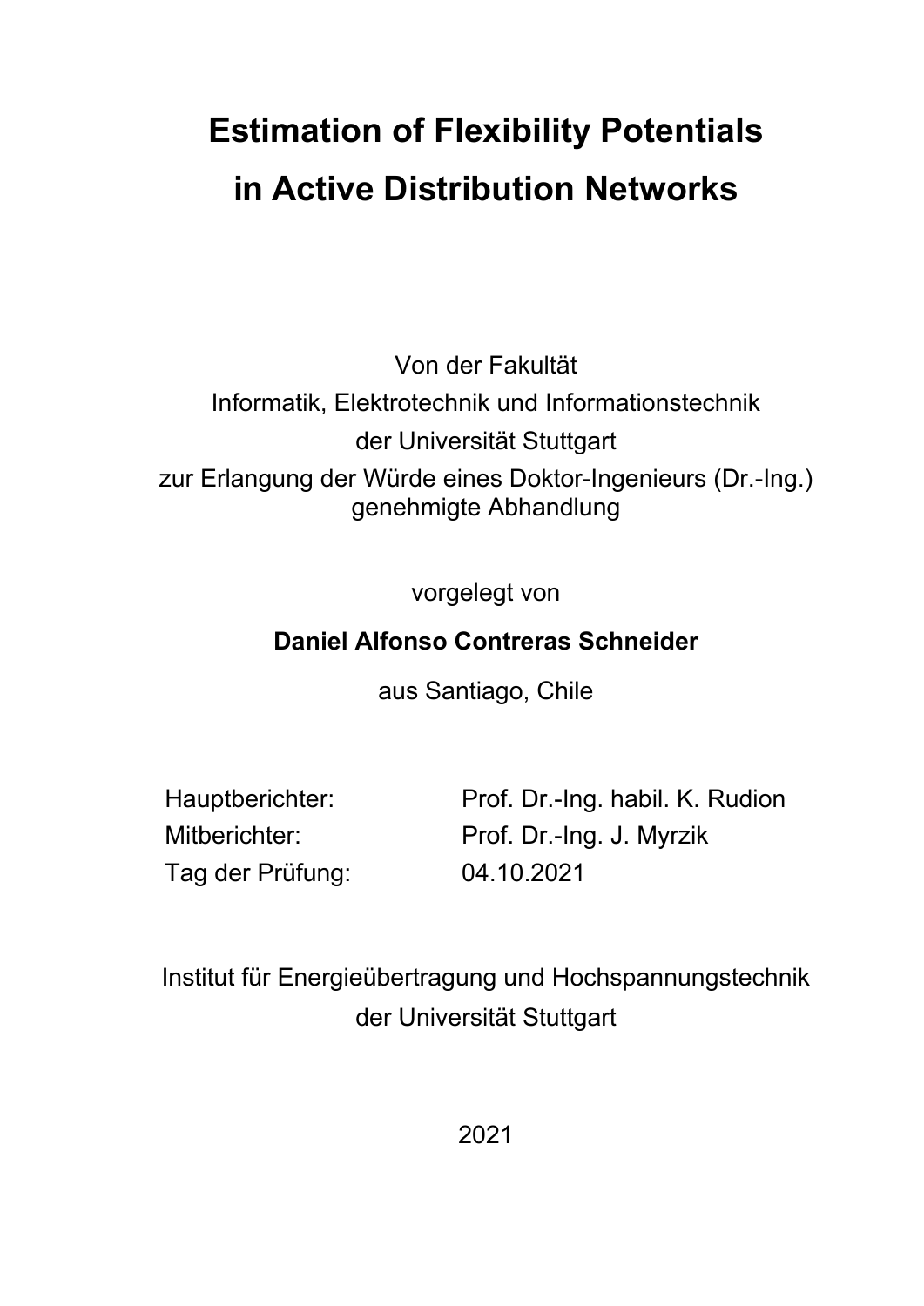# Estimation of Flexibility Potentials in Active Distribution Networks

Von der Fakultät
Informatik, Elektrotechnik und Informationstechnik
der Universität Stuttgart
zur Erlangung der Würde eines Doktor-Ingenieurs (Dr.-Ing.)
genehmigte Abhandlung

vorgelegt von

**Daniel Alfonso Contreras Schneider**

aus Santiago, Chile

| | |
|---|---|
| Hauptberichter: | Prof. Dr.-Ing. habil. K. Rudion |
| Mitberichter: | Prof. Dr.-Ing. J. Myrzik |
| Tag der Prüfung: | 04.10.2021 |

Institut für Energieübertragung und Hochspannungstechnik
der Universität Stuttgart

2021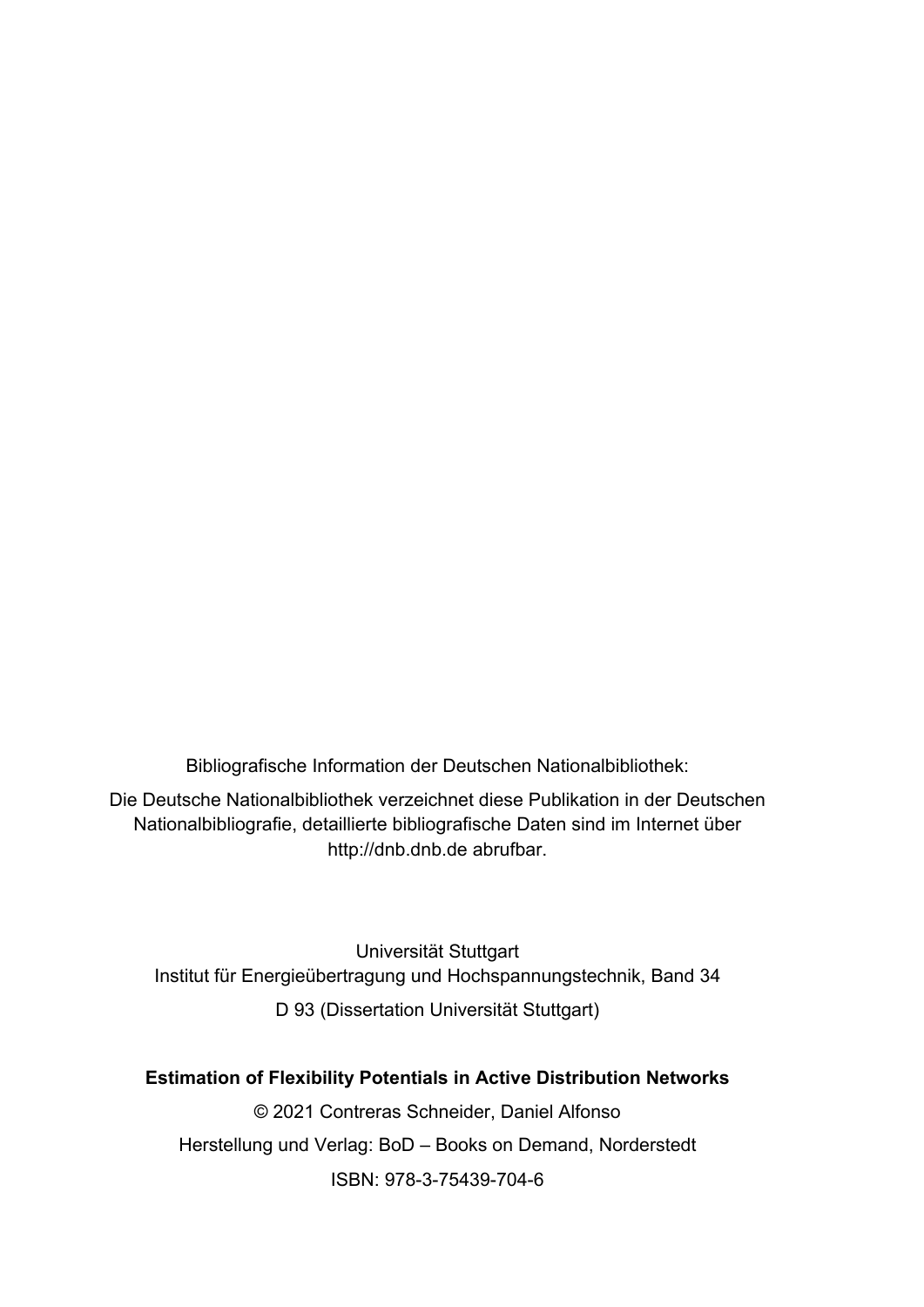Bibliografische Information der Deutschen Nationalbibliothek:

Die Deutsche Nationalbibliothek verzeichnet diese Publikation in der Deutschen Nationalbibliografie, detaillierte bibliografische Daten sind im Internet über http://dnb.dnb.de abrufbar.

Universität Stuttgart
Institut für Energieübertragung und Hochspannungstechnik, Band 34

D 93 (Dissertation Universität Stuttgart)

**Estimation of Flexibility Potentials in Active Distribution Networks**

© 2021 Contreras Schneider, Daniel Alfonso

Herstellung und Verlag: BoD – Books on Demand, Norderstedt

ISBN: 978-3-75439-704-6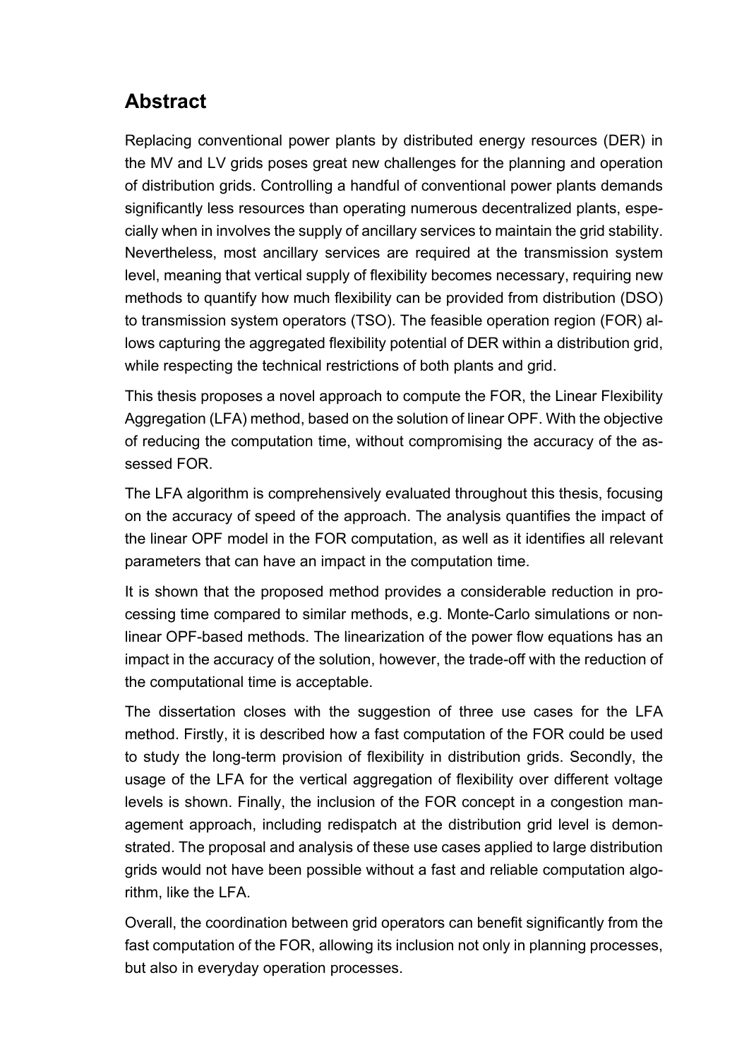## Abstract

Replacing conventional power plants by distributed energy resources (DER) in the MV and LV grids poses great new challenges for the planning and operation of distribution grids. Controlling a handful of conventional power plants demands significantly less resources than operating numerous decentralized plants, especially when in involves the supply of ancillary services to maintain the grid stability. Nevertheless, most ancillary services are required at the transmission system level, meaning that vertical supply of flexibility becomes necessary, requiring new methods to quantify how much flexibility can be provided from distribution (DSO) to transmission system operators (TSO). The feasible operation region (FOR) allows capturing the aggregated flexibility potential of DER within a distribution grid, while respecting the technical restrictions of both plants and grid.

This thesis proposes a novel approach to compute the FOR, the Linear Flexibility Aggregation (LFA) method, based on the solution of linear OPF. With the objective of reducing the computation time, without compromising the accuracy of the assessed FOR.

The LFA algorithm is comprehensively evaluated throughout this thesis, focusing on the accuracy of speed of the approach. The analysis quantifies the impact of the linear OPF model in the FOR computation, as well as it identifies all relevant parameters that can have an impact in the computation time.

It is shown that the proposed method provides a considerable reduction in processing time compared to similar methods, e.g. Monte-Carlo simulations or non-linear OPF-based methods. The linearization of the power flow equations has an impact in the accuracy of the solution, however, the trade-off with the reduction of the computational time is acceptable.

The dissertation closes with the suggestion of three use cases for the LFA method. Firstly, it is described how a fast computation of the FOR could be used to study the long-term provision of flexibility in distribution grids. Secondly, the usage of the LFA for the vertical aggregation of flexibility over different voltage levels is shown. Finally, the inclusion of the FOR concept in a congestion management approach, including redispatch at the distribution grid level is demonstrated. The proposal and analysis of these use cases applied to large distribution grids would not have been possible without a fast and reliable computation algorithm, like the LFA.

Overall, the coordination between grid operators can benefit significantly from the fast computation of the FOR, allowing its inclusion not only in planning processes, but also in everyday operation processes.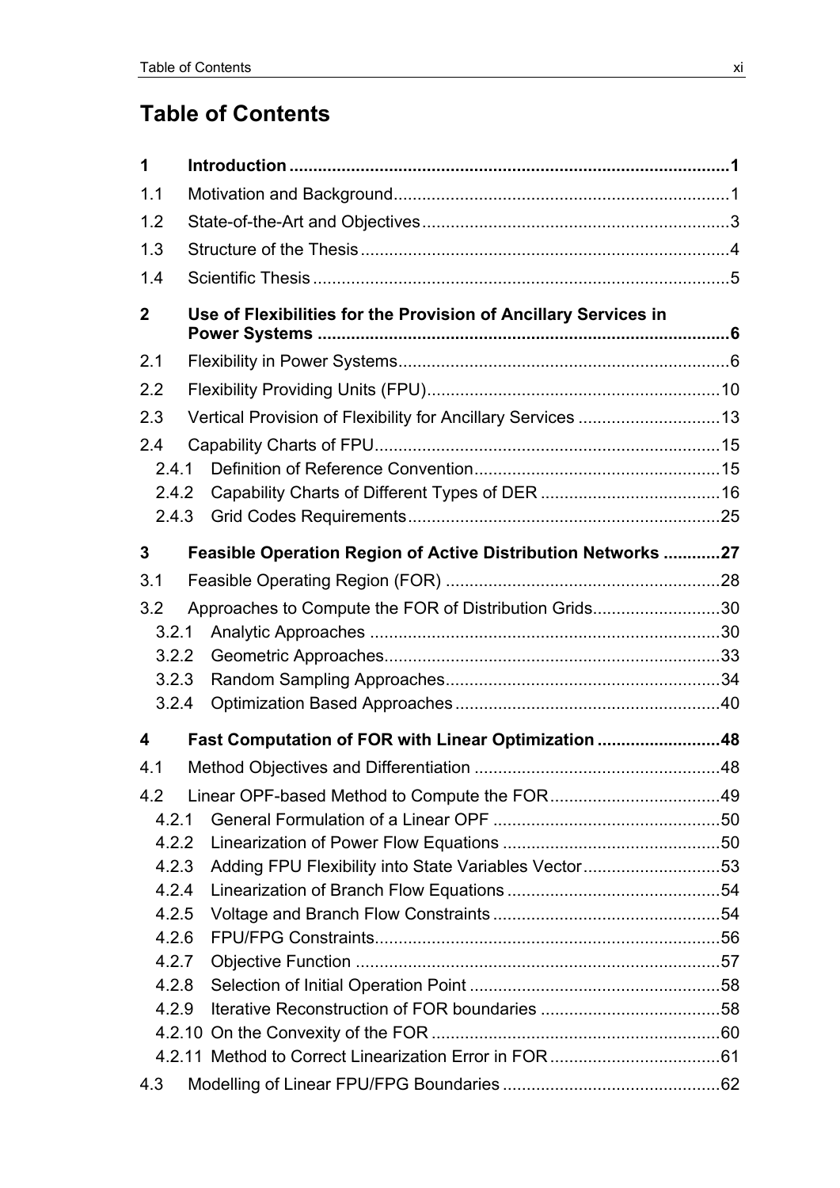# Table of Contents

**1 Introduction ........................................................................................1**

1.1 Motivation and Background......................................................................1

1.2 State-of-the-Art and Objectives................................................................3

1.3 Structure of the Thesis.............................................................................4

1.4 Scientific Thesis.......................................................................................5

**2 Use of Flexibilities for the Provision of Ancillary Services in Power Systems ....................................................................................6**

2.1 Flexibility in Power Systems.....................................................................6

2.2 Flexibility Providing Units (FPU).............................................................10

2.3 Vertical Provision of Flexibility for Ancillary Services .............................13

2.4 Capability Charts of FPU........................................................................15

2.4.1 Definition of Reference Convention...................................................15

2.4.2 Capability Charts of Different Types of DER ......................................16

2.4.3 Grid Codes Requirements.................................................................25

**3 Feasible Operation Region of Active Distribution Networks ...........27**

3.1 Feasible Operating Region (FOR) ..........................................................28

3.2 Approaches to Compute the FOR of Distribution Grids...........................30

3.2.1 Analytic Approaches .........................................................................30

3.2.2 Geometric Approaches......................................................................33

3.2.3 Random Sampling Approaches..........................................................34

3.2.4 Optimization Based Approaches........................................................40

**4 Fast Computation of FOR with Linear Optimization .........................48**

4.1 Method Objectives and Differentiation ....................................................48

4.2 Linear OPF-based Method to Compute the FOR....................................49

4.2.1 General Formulation of a Linear OPF ................................................50

4.2.2 Linearization of Power Flow Equations ..............................................50

4.2.3 Adding FPU Flexibility into State Variables Vector.............................53

4.2.4 Linearization of Branch Flow Equations .............................................54

4.2.5 Voltage and Branch Flow Constraints................................................54

4.2.6 FPU/FPG Constraints.........................................................................56

4.2.7 Objective Function .............................................................................57

4.2.8 Selection of Initial Operation Point .....................................................58

4.2.9 Iterative Reconstruction of FOR boundaries ......................................58

4.2.10 On the Convexity of the FOR ............................................................60

4.2.11 Method to Correct Linearization Error in FOR....................................61

4.3 Modelling of Linear FPU/FPG Boundaries ..............................................62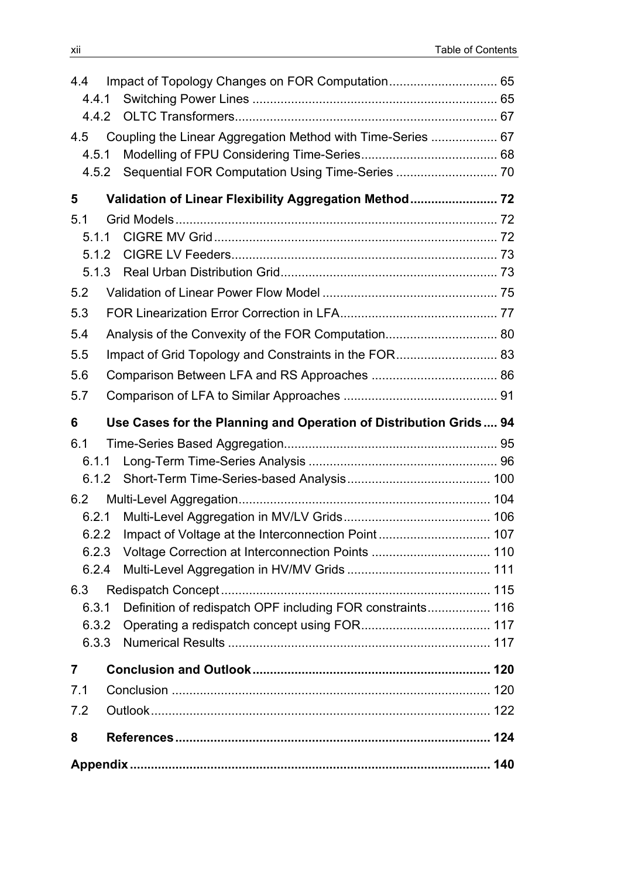4.4 Impact of Topology Changes on FOR Computation ............................... 65
4.4.1 Switching Power Lines ..................................................................... 65
4.4.2 OLTC Transformers........................................................................... 67
4.5 Coupling the Linear Aggregation Method with Time-Series ................... 67
4.5.1 Modelling of FPU Considering Time-Series....................................... 68
4.5.2 Sequential FOR Computation Using Time-Series ............................. 70

**5 Validation of Linear Flexibility Aggregation Method ......................... 72**

5.1 Grid Models........................................................................................... 72
5.1.1 CIGRE MV Grid ................................................................................ 72
5.1.2 CIGRE LV Feeders............................................................................ 73
5.1.3 Real Urban Distribution Grid.............................................................. 73
5.2 Validation of Linear Power Flow Model .................................................. 75
5.3 FOR Linearization Error Correction in LFA............................................. 77
5.4 Analysis of the Convexity of the FOR Computation................................ 80
5.5 Impact of Grid Topology and Constraints in the FOR............................. 83
5.6 Comparison Between LFA and RS Approaches .................................... 86
5.7 Comparison of LFA to Similar Approaches ............................................ 91

**6 Use Cases for the Planning and Operation of Distribution Grids .... 94**

6.1 Time-Series Based Aggregation............................................................ 95
6.1.1 Long-Term Time-Series Analysis ...................................................... 96
6.1.2 Short-Term Time-Series-based Analysis......................................... 100
6.2 Multi-Level Aggregation....................................................................... 104
6.2.1 Multi-Level Aggregation in MV/LV Grids.......................................... 106
6.2.2 Impact of Voltage at the Interconnection Point ................................ 107
6.2.3 Voltage Correction at Interconnection Points .................................. 110
6.2.4 Multi-Level Aggregation in HV/MV Grids ......................................... 111
6.3 Redispatch Concept............................................................................ 115
6.3.1 Definition of redispatch OPF including FOR constraints.................. 116
6.3.2 Operating a redispatch concept using FOR..................................... 117
6.3.3 Numerical Results ........................................................................... 117

**7 Conclusion and Outlook .................................................................... 120**

7.1 Conclusion ........................................................................................... 120
7.2 Outlook................................................................................................ 122

**8 References ......................................................................................... 124**

**Appendix ..................................................................................................... 140**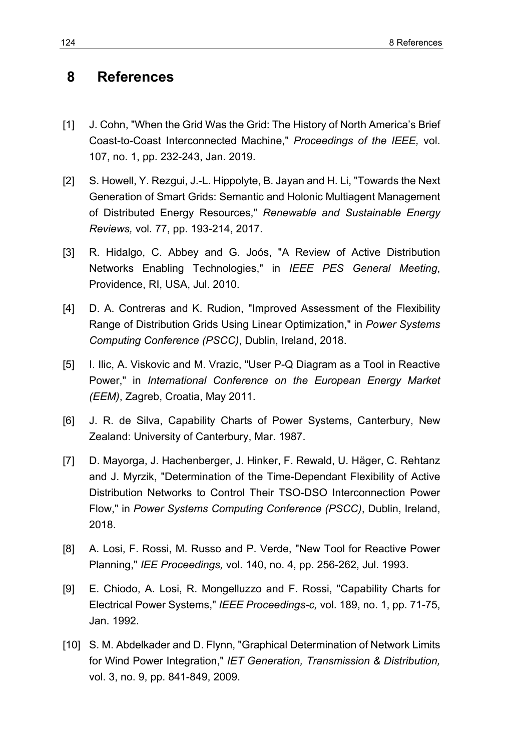# 8 References

[1] J. Cohn, "When the Grid Was the Grid: The History of North America's Brief Coast-to-Coast Interconnected Machine," *Proceedings of the IEEE,* vol. 107, no. 1, pp. 232-243, Jan. 2019.

[2] S. Howell, Y. Rezgui, J.-L. Hippolyte, B. Jayan and H. Li, "Towards the Next Generation of Smart Grids: Semantic and Holonic Multiagent Management of Distributed Energy Resources," *Renewable and Sustainable Energy Reviews,* vol. 77, pp. 193-214, 2017.

[3] R. Hidalgo, C. Abbey and G. Joós, "A Review of Active Distribution Networks Enabling Technologies," in *IEEE PES General Meeting*, Providence, RI, USA, Jul. 2010.

[4] D. A. Contreras and K. Rudion, "Improved Assessment of the Flexibility Range of Distribution Grids Using Linear Optimization," in *Power Systems Computing Conference (PSCC)*, Dublin, Ireland, 2018.

[5] I. Ilic, A. Viskovic and M. Vrazic, "User P-Q Diagram as a Tool in Reactive Power," in *International Conference on the European Energy Market (EEM)*, Zagreb, Croatia, May 2011.

[6] J. R. de Silva, Capability Charts of Power Systems, Canterbury, New Zealand: University of Canterbury, Mar. 1987.

[7] D. Mayorga, J. Hachenberger, J. Hinker, F. Rewald, U. Häger, C. Rehtanz and J. Myrzik, "Determination of the Time-Dependant Flexibility of Active Distribution Networks to Control Their TSO-DSO Interconnection Power Flow," in *Power Systems Computing Conference (PSCC)*, Dublin, Ireland, 2018.

[8] A. Losi, F. Rossi, M. Russo and P. Verde, "New Tool for Reactive Power Planning," *IEE Proceedings,* vol. 140, no. 4, pp. 256-262, Jul. 1993.

[9] E. Chiodo, A. Losi, R. Mongelluzzo and F. Rossi, "Capability Charts for Electrical Power Systems," *IEEE Proceedings-c,* vol. 189, no. 1, pp. 71-75, Jan. 1992.

[10] S. M. Abdelkader and D. Flynn, "Graphical Determination of Network Limits for Wind Power Integration," *IET Generation, Transmission & Distribution,* vol. 3, no. 9, pp. 841-849, 2009.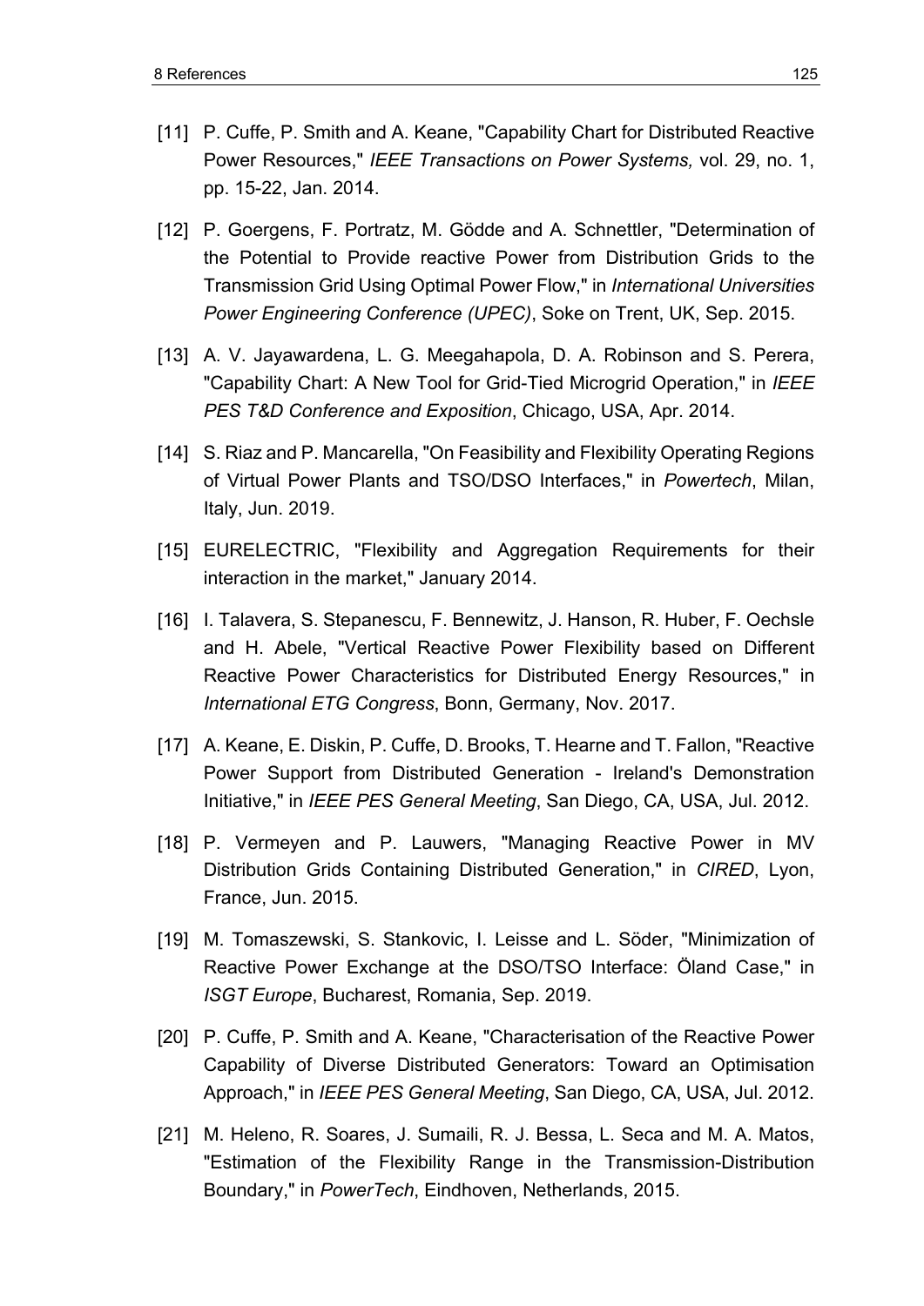[11] P. Cuffe, P. Smith and A. Keane, "Capability Chart for Distributed Reactive Power Resources," *IEEE Transactions on Power Systems,* vol. 29, no. 1, pp. 15-22, Jan. 2014.

[12] P. Goergens, F. Portratz, M. Gödde and A. Schnettler, "Determination of the Potential to Provide reactive Power from Distribution Grids to the Transmission Grid Using Optimal Power Flow," in *International Universities Power Engineering Conference (UPEC)*, Soke on Trent, UK, Sep. 2015.

[13] A. V. Jayawardena, L. G. Meegahapola, D. A. Robinson and S. Perera, "Capability Chart: A New Tool for Grid-Tied Microgrid Operation," in *IEEE PES T&D Conference and Exposition*, Chicago, USA, Apr. 2014.

[14] S. Riaz and P. Mancarella, "On Feasibility and Flexibility Operating Regions of Virtual Power Plants and TSO/DSO Interfaces," in *Powertech*, Milan, Italy, Jun. 2019.

[15] EURELECTRIC, "Flexibility and Aggregation Requirements for their interaction in the market," January 2014.

[16] I. Talavera, S. Stepanescu, F. Bennewitz, J. Hanson, R. Huber, F. Oechsle and H. Abele, "Vertical Reactive Power Flexibility based on Different Reactive Power Characteristics for Distributed Energy Resources," in *International ETG Congress*, Bonn, Germany, Nov. 2017.

[17] A. Keane, E. Diskin, P. Cuffe, D. Brooks, T. Hearne and T. Fallon, "Reactive Power Support from Distributed Generation - Ireland's Demonstration Initiative," in *IEEE PES General Meeting*, San Diego, CA, USA, Jul. 2012.

[18] P. Vermeyen and P. Lauwers, "Managing Reactive Power in MV Distribution Grids Containing Distributed Generation," in *CIRED*, Lyon, France, Jun. 2015.

[19] M. Tomaszewski, S. Stankovic, I. Leisse and L. Söder, "Minimization of Reactive Power Exchange at the DSO/TSO Interface: Öland Case," in *ISGT Europe*, Bucharest, Romania, Sep. 2019.

[20] P. Cuffe, P. Smith and A. Keane, "Characterisation of the Reactive Power Capability of Diverse Distributed Generators: Toward an Optimisation Approach," in *IEEE PES General Meeting*, San Diego, CA, USA, Jul. 2012.

[21] M. Heleno, R. Soares, J. Sumaili, R. J. Bessa, L. Seca and M. A. Matos, "Estimation of the Flexibility Range in the Transmission-Distribution Boundary," in *PowerTech*, Eindhoven, Netherlands, 2015.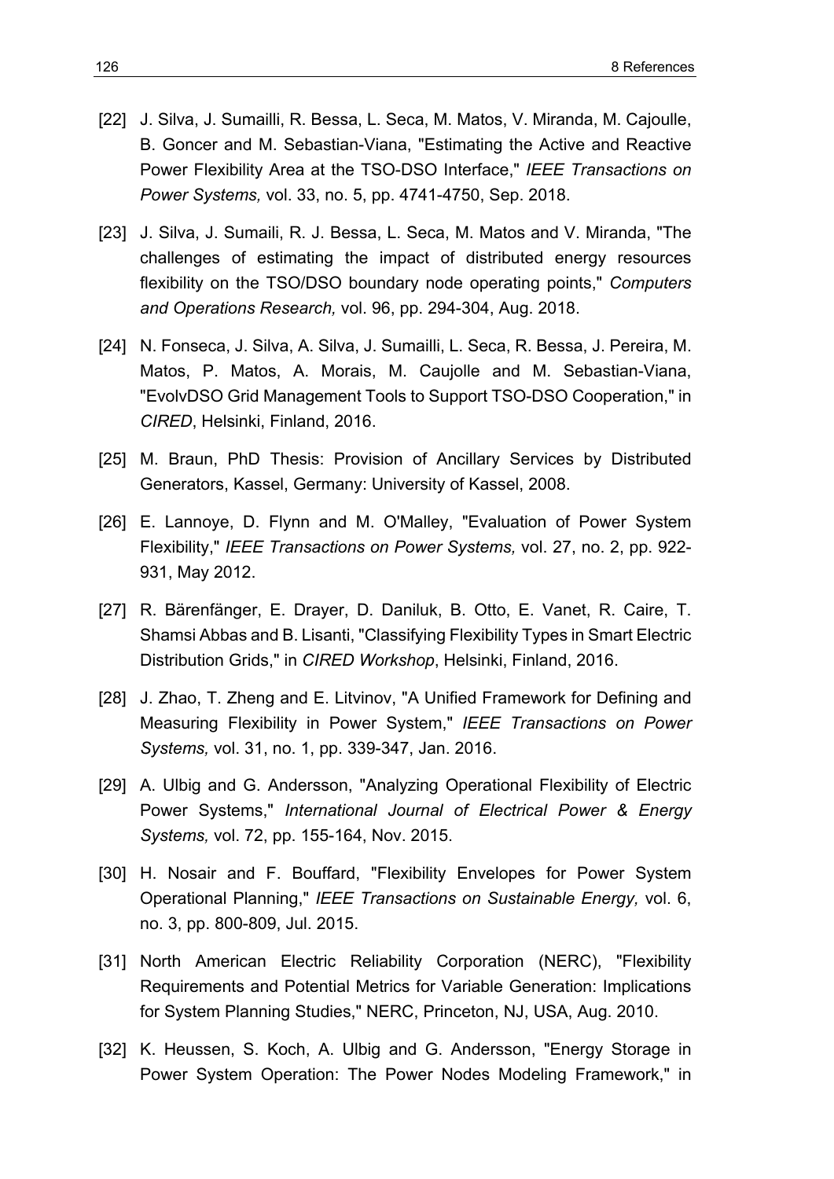[22] J. Silva, J. Sumailli, R. Bessa, L. Seca, M. Matos, V. Miranda, M. Cajoulle, B. Goncer and M. Sebastian-Viana, "Estimating the Active and Reactive Power Flexibility Area at the TSO-DSO Interface," *IEEE Transactions on Power Systems,* vol. 33, no. 5, pp. 4741-4750, Sep. 2018.

[23] J. Silva, J. Sumaili, R. J. Bessa, L. Seca, M. Matos and V. Miranda, "The challenges of estimating the impact of distributed energy resources flexibility on the TSO/DSO boundary node operating points," *Computers and Operations Research,* vol. 96, pp. 294-304, Aug. 2018.

[24] N. Fonseca, J. Silva, A. Silva, J. Sumailli, L. Seca, R. Bessa, J. Pereira, M. Matos, P. Matos, A. Morais, M. Caujolle and M. Sebastian-Viana, "EvolvDSO Grid Management Tools to Support TSO-DSO Cooperation," in *CIRED*, Helsinki, Finland, 2016.

[25] M. Braun, PhD Thesis: Provision of Ancillary Services by Distributed Generators, Kassel, Germany: University of Kassel, 2008.

[26] E. Lannoye, D. Flynn and M. O'Malley, "Evaluation of Power System Flexibility," *IEEE Transactions on Power Systems,* vol. 27, no. 2, pp. 922-931, May 2012.

[27] R. Bärenfänger, E. Drayer, D. Daniluk, B. Otto, E. Vanet, R. Caire, T. Shamsi Abbas and B. Lisanti, "Classifying Flexibility Types in Smart Electric Distribution Grids," in *CIRED Workshop*, Helsinki, Finland, 2016.

[28] J. Zhao, T. Zheng and E. Litvinov, "A Unified Framework for Defining and Measuring Flexibility in Power System," *IEEE Transactions on Power Systems,* vol. 31, no. 1, pp. 339-347, Jan. 2016.

[29] A. Ulbig and G. Andersson, "Analyzing Operational Flexibility of Electric Power Systems," *International Journal of Electrical Power & Energy Systems,* vol. 72, pp. 155-164, Nov. 2015.

[30] H. Nosair and F. Bouffard, "Flexibility Envelopes for Power System Operational Planning," *IEEE Transactions on Sustainable Energy,* vol. 6, no. 3, pp. 800-809, Jul. 2015.

[31] North American Electric Reliability Corporation (NERC), "Flexibility Requirements and Potential Metrics for Variable Generation: Implications for System Planning Studies," NERC, Princeton, NJ, USA, Aug. 2010.

[32] K. Heussen, S. Koch, A. Ulbig and G. Andersson, "Energy Storage in Power System Operation: The Power Nodes Modeling Framework," in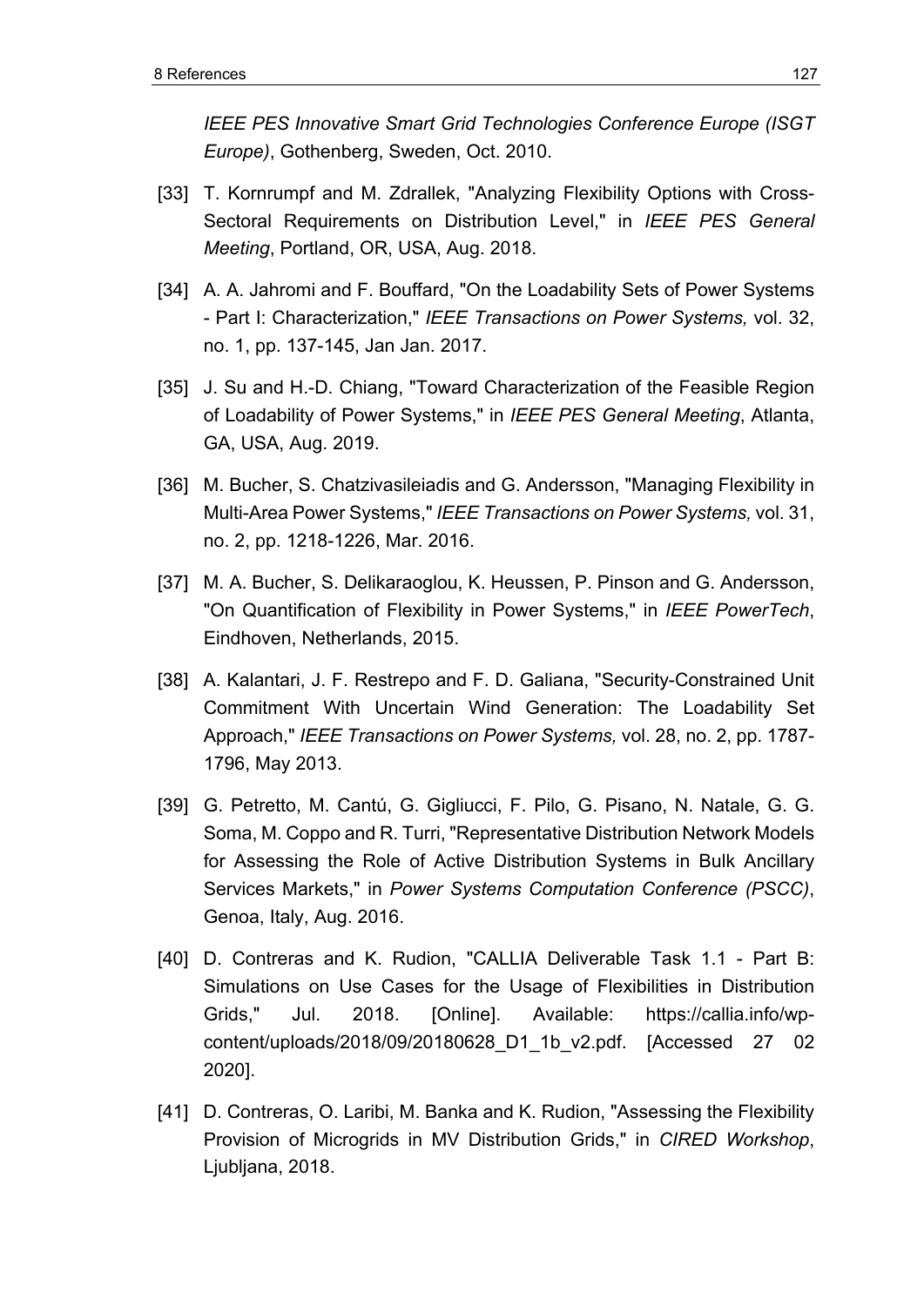*IEEE PES Innovative Smart Grid Technologies Conference Europe (ISGT Europe)*, Gothenberg, Sweden, Oct. 2010.

[33] T. Kornrumpf and M. Zdrallek, "Analyzing Flexibility Options with Cross-Sectoral Requirements on Distribution Level," in *IEEE PES General Meeting*, Portland, OR, USA, Aug. 2018.

[34] A. A. Jahromi and F. Bouffard, "On the Loadability Sets of Power Systems - Part I: Characterization," *IEEE Transactions on Power Systems,* vol. 32, no. 1, pp. 137-145, Jan Jan. 2017.

[35] J. Su and H.-D. Chiang, "Toward Characterization of the Feasible Region of Loadability of Power Systems," in *IEEE PES General Meeting*, Atlanta, GA, USA, Aug. 2019.

[36] M. Bucher, S. Chatzivasileiadis and G. Andersson, "Managing Flexibility in Multi-Area Power Systems," *IEEE Transactions on Power Systems,* vol. 31, no. 2, pp. 1218-1226, Mar. 2016.

[37] M. A. Bucher, S. Delikaraoglou, K. Heussen, P. Pinson and G. Andersson, "On Quantification of Flexibility in Power Systems," in *IEEE PowerTech*, Eindhoven, Netherlands, 2015.

[38] A. Kalantari, J. F. Restrepo and F. D. Galiana, "Security-Constrained Unit Commitment With Uncertain Wind Generation: The Loadability Set Approach," *IEEE Transactions on Power Systems,* vol. 28, no. 2, pp. 1787-1796, May 2013.

[39] G. Petretto, M. Cantú, G. Gigliucci, F. Pilo, G. Pisano, N. Natale, G. G. Soma, M. Coppo and R. Turri, "Representative Distribution Network Models for Assessing the Role of Active Distribution Systems in Bulk Ancillary Services Markets," in *Power Systems Computation Conference (PSCC)*, Genoa, Italy, Aug. 2016.

[40] D. Contreras and K. Rudion, "CALLIA Deliverable Task 1.1 - Part B: Simulations on Use Cases for the Usage of Flexibilities in Distribution Grids," Jul. 2018. [Online]. Available: https://callia.info/wp-content/uploads/2018/09/20180628_D1_1b_v2.pdf. [Accessed 27 02 2020].

[41] D. Contreras, O. Laribi, M. Banka and K. Rudion, "Assessing the Flexibility Provision of Microgrids in MV Distribution Grids," in *CIRED Workshop*, Ljubljana, 2018.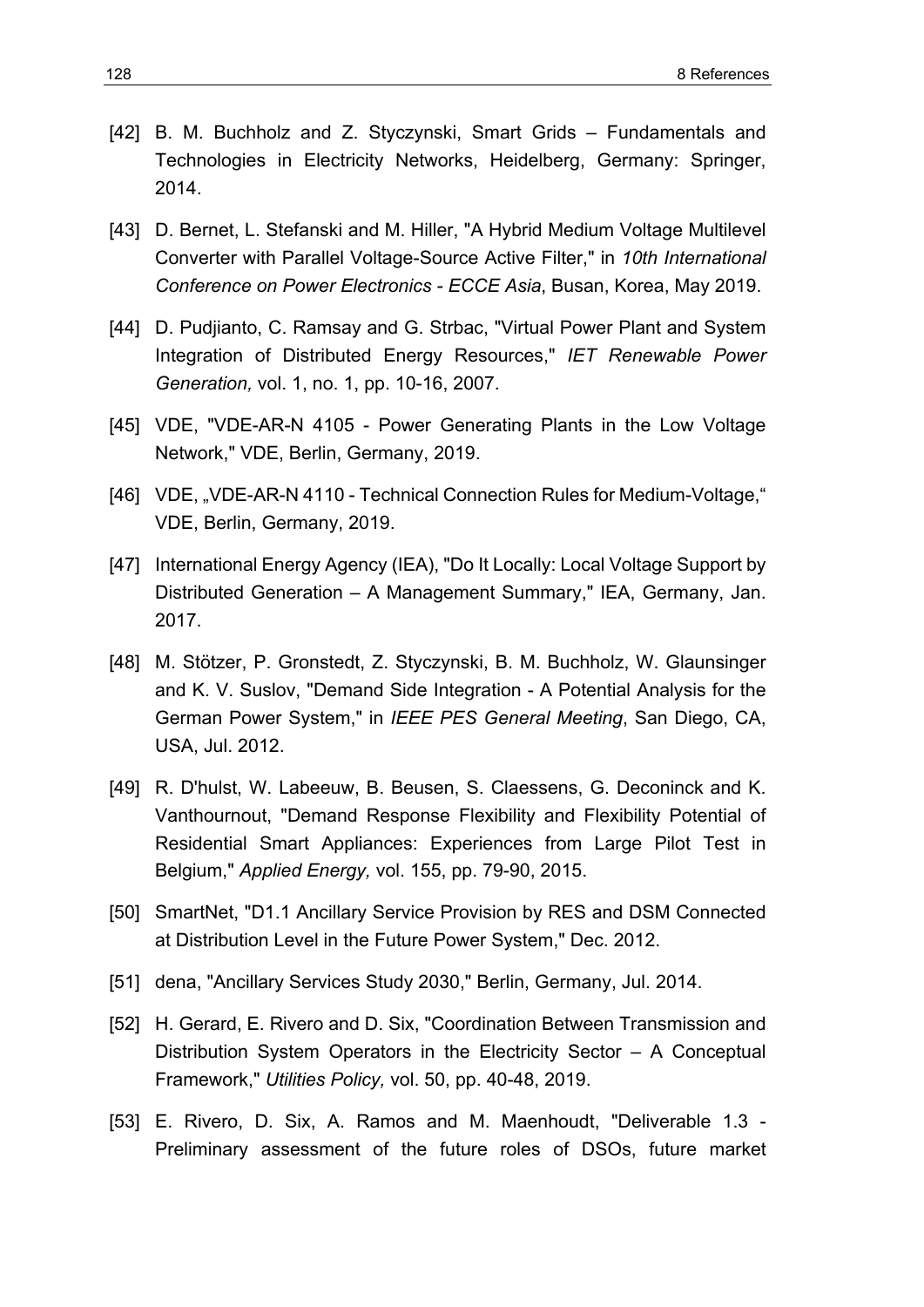[42] B. M. Buchholz and Z. Styczynski, Smart Grids – Fundamentals and Technologies in Electricity Networks, Heidelberg, Germany: Springer, 2014.

[43] D. Bernet, L. Stefanski and M. Hiller, "A Hybrid Medium Voltage Multilevel Converter with Parallel Voltage-Source Active Filter," in *10th International Conference on Power Electronics - ECCE Asia*, Busan, Korea, May 2019.

[44] D. Pudjianto, C. Ramsay and G. Strbac, "Virtual Power Plant and System Integration of Distributed Energy Resources," *IET Renewable Power Generation,* vol. 1, no. 1, pp. 10-16, 2007.

[45] VDE, "VDE-AR-N 4105 - Power Generating Plants in the Low Voltage Network," VDE, Berlin, Germany, 2019.

[46] VDE, „VDE-AR-N 4110 - Technical Connection Rules for Medium-Voltage," VDE, Berlin, Germany, 2019.

[47] International Energy Agency (IEA), "Do It Locally: Local Voltage Support by Distributed Generation – A Management Summary," IEA, Germany, Jan. 2017.

[48] M. Stötzer, P. Gronstedt, Z. Styczynski, B. M. Buchholz, W. Glaunsinger and K. V. Suslov, "Demand Side Integration - A Potential Analysis for the German Power System," in *IEEE PES General Meeting*, San Diego, CA, USA, Jul. 2012.

[49] R. D'hulst, W. Labeeuw, B. Beusen, S. Claessens, G. Deconinck and K. Vanthournout, "Demand Response Flexibility and Flexibility Potential of Residential Smart Appliances: Experiences from Large Pilot Test in Belgium," *Applied Energy,* vol. 155, pp. 79-90, 2015.

[50] SmartNet, "D1.1 Ancillary Service Provision by RES and DSM Connected at Distribution Level in the Future Power System," Dec. 2012.

[51] dena, "Ancillary Services Study 2030," Berlin, Germany, Jul. 2014.

[52] H. Gerard, E. Rivero and D. Six, "Coordination Between Transmission and Distribution System Operators in the Electricity Sector – A Conceptual Framework," *Utilities Policy,* vol. 50, pp. 40-48, 2019.

[53] E. Rivero, D. Six, A. Ramos and M. Maenhoudt, "Deliverable 1.3 - Preliminary assessment of the future roles of DSOs, future market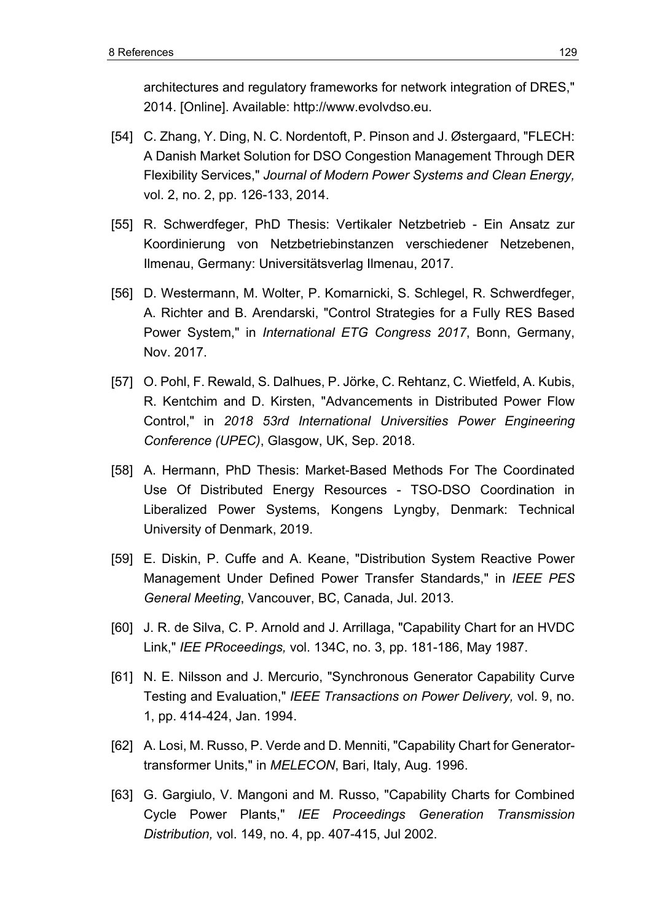architectures and regulatory frameworks for network integration of DRES," 2014. [Online]. Available: http://www.evolvdso.eu.

[54] C. Zhang, Y. Ding, N. C. Nordentoft, P. Pinson and J. Østergaard, "FLECH: A Danish Market Solution for DSO Congestion Management Through DER Flexibility Services," *Journal of Modern Power Systems and Clean Energy,* vol. 2, no. 2, pp. 126-133, 2014.

[55] R. Schwerdfeger, PhD Thesis: Vertikaler Netzbetrieb - Ein Ansatz zur Koordinierung von Netzbetriebinstanzen verschiedener Netzebenen, Ilmenau, Germany: Universitätsverlag Ilmenau, 2017.

[56] D. Westermann, M. Wolter, P. Komarnicki, S. Schlegel, R. Schwerdfeger, A. Richter and B. Arendarski, "Control Strategies for a Fully RES Based Power System," in *International ETG Congress 2017*, Bonn, Germany, Nov. 2017.

[57] O. Pohl, F. Rewald, S. Dalhues, P. Jörke, C. Rehtanz, C. Wietfeld, A. Kubis, R. Kentchim and D. Kirsten, "Advancements in Distributed Power Flow Control," in *2018 53rd International Universities Power Engineering Conference (UPEC)*, Glasgow, UK, Sep. 2018.

[58] A. Hermann, PhD Thesis: Market-Based Methods For The Coordinated Use Of Distributed Energy Resources - TSO-DSO Coordination in Liberalized Power Systems, Kongens Lyngby, Denmark: Technical University of Denmark, 2019.

[59] E. Diskin, P. Cuffe and A. Keane, "Distribution System Reactive Power Management Under Defined Power Transfer Standards," in *IEEE PES General Meeting*, Vancouver, BC, Canada, Jul. 2013.

[60] J. R. de Silva, C. P. Arnold and J. Arrillaga, "Capability Chart for an HVDC Link," *IEE PRoceedings,* vol. 134C, no. 3, pp. 181-186, May 1987.

[61] N. E. Nilsson and J. Mercurio, "Synchronous Generator Capability Curve Testing and Evaluation," *IEEE Transactions on Power Delivery,* vol. 9, no. 1, pp. 414-424, Jan. 1994.

[62] A. Losi, M. Russo, P. Verde and D. Menniti, "Capability Chart for Generator-transformer Units," in *MELECON*, Bari, Italy, Aug. 1996.

[63] G. Gargiulo, V. Mangoni and M. Russo, "Capability Charts for Combined Cycle Power Plants," *IEE Proceedings Generation Transmission Distribution,* vol. 149, no. 4, pp. 407-415, Jul 2002.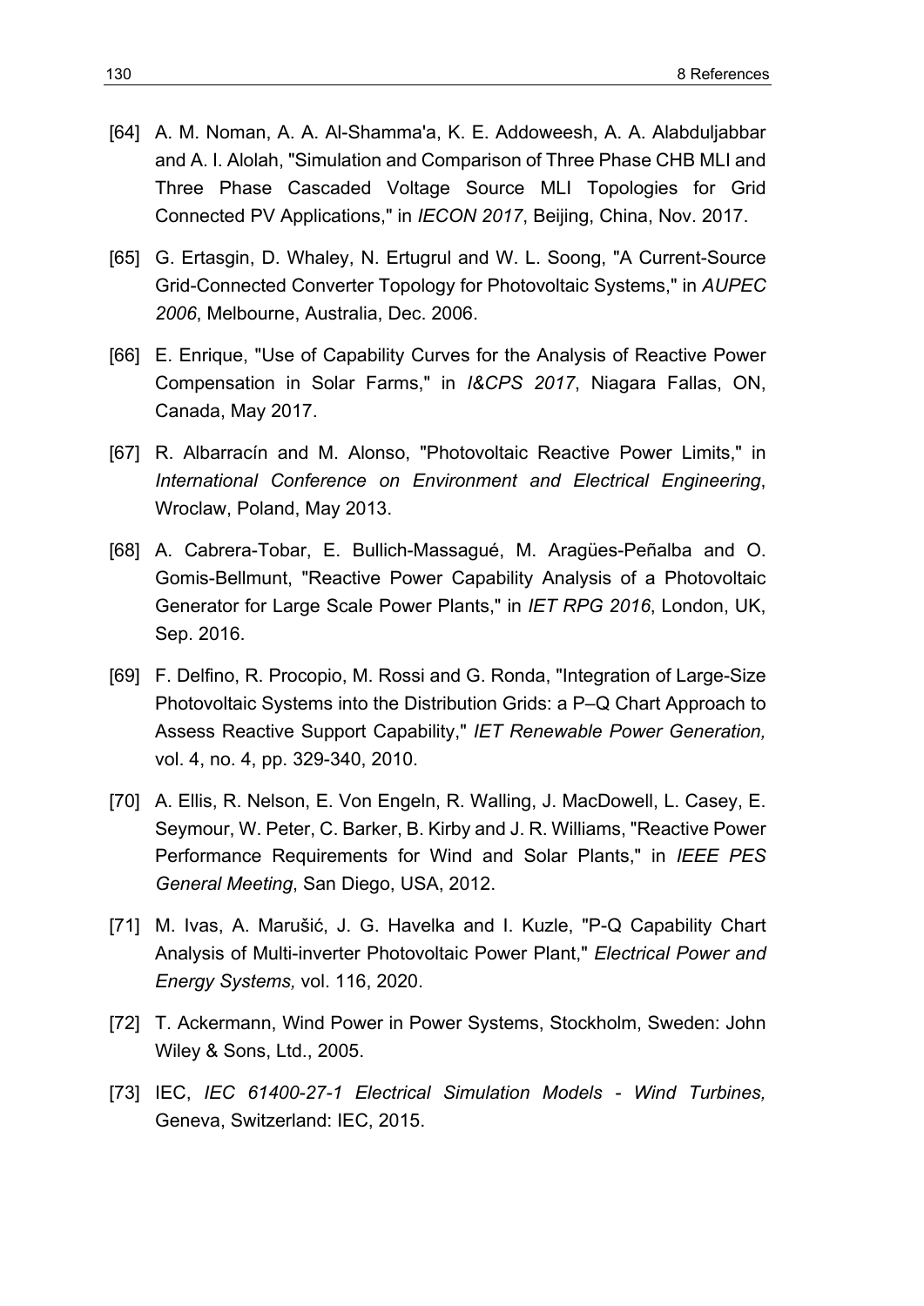[64] A. M. Noman, A. A. Al-Shamma'a, K. E. Addoweesh, A. A. Alabduljabbar and A. I. Alolah, "Simulation and Comparison of Three Phase CHB MLI and Three Phase Cascaded Voltage Source MLI Topologies for Grid Connected PV Applications," in *IECON 2017*, Beijing, China, Nov. 2017.

[65] G. Ertasgin, D. Whaley, N. Ertugrul and W. L. Soong, "A Current-Source Grid-Connected Converter Topology for Photovoltaic Systems," in *AUPEC 2006*, Melbourne, Australia, Dec. 2006.

[66] E. Enrique, "Use of Capability Curves for the Analysis of Reactive Power Compensation in Solar Farms," in *I&CPS 2017*, Niagara Fallas, ON, Canada, May 2017.

[67] R. Albarracín and M. Alonso, "Photovoltaic Reactive Power Limits," in *International Conference on Environment and Electrical Engineering*, Wroclaw, Poland, May 2013.

[68] A. Cabrera-Tobar, E. Bullich-Massagué, M. Aragües-Peñalba and O. Gomis-Bellmunt, "Reactive Power Capability Analysis of a Photovoltaic Generator for Large Scale Power Plants," in *IET RPG 2016*, London, UK, Sep. 2016.

[69] F. Delfino, R. Procopio, M. Rossi and G. Ronda, "Integration of Large-Size Photovoltaic Systems into the Distribution Grids: a P–Q Chart Approach to Assess Reactive Support Capability," *IET Renewable Power Generation,* vol. 4, no. 4, pp. 329-340, 2010.

[70] A. Ellis, R. Nelson, E. Von Engeln, R. Walling, J. MacDowell, L. Casey, E. Seymour, W. Peter, C. Barker, B. Kirby and J. R. Williams, "Reactive Power Performance Requirements for Wind and Solar Plants," in *IEEE PES General Meeting*, San Diego, USA, 2012.

[71] M. Ivas, A. Marušić, J. G. Havelka and I. Kuzle, "P-Q Capability Chart Analysis of Multi-inverter Photovoltaic Power Plant," *Electrical Power and Energy Systems,* vol. 116, 2020.

[72] T. Ackermann, Wind Power in Power Systems, Stockholm, Sweden: John Wiley & Sons, Ltd., 2005.

[73] IEC, *IEC 61400-27-1 Electrical Simulation Models - Wind Turbines,* Geneva, Switzerland: IEC, 2015.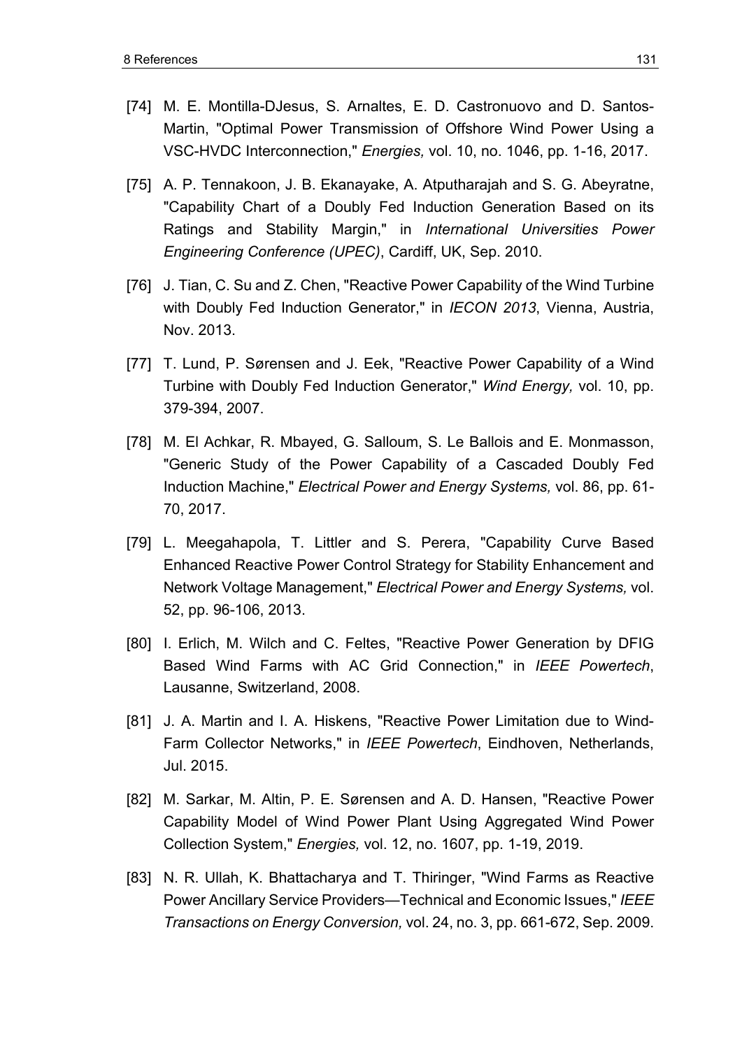[74] M. E. Montilla-DJesus, S. Arnaltes, E. D. Castronuovo and D. Santos-Martin, "Optimal Power Transmission of Offshore Wind Power Using a VSC-HVDC Interconnection," *Energies,* vol. 10, no. 1046, pp. 1-16, 2017.

[75] A. P. Tennakoon, J. B. Ekanayake, A. Atputharajah and S. G. Abeyratne, "Capability Chart of a Doubly Fed Induction Generation Based on its Ratings and Stability Margin," in *International Universities Power Engineering Conference (UPEC)*, Cardiff, UK, Sep. 2010.

[76] J. Tian, C. Su and Z. Chen, "Reactive Power Capability of the Wind Turbine with Doubly Fed Induction Generator," in *IECON 2013*, Vienna, Austria, Nov. 2013.

[77] T. Lund, P. Sørensen and J. Eek, "Reactive Power Capability of a Wind Turbine with Doubly Fed Induction Generator," *Wind Energy,* vol. 10, pp. 379-394, 2007.

[78] M. El Achkar, R. Mbayed, G. Salloum, S. Le Ballois and E. Monmasson, "Generic Study of the Power Capability of a Cascaded Doubly Fed Induction Machine," *Electrical Power and Energy Systems,* vol. 86, pp. 61-70, 2017.

[79] L. Meegahapola, T. Littler and S. Perera, "Capability Curve Based Enhanced Reactive Power Control Strategy for Stability Enhancement and Network Voltage Management," *Electrical Power and Energy Systems,* vol. 52, pp. 96-106, 2013.

[80] I. Erlich, M. Wilch and C. Feltes, "Reactive Power Generation by DFIG Based Wind Farms with AC Grid Connection," in *IEEE Powertech*, Lausanne, Switzerland, 2008.

[81] J. A. Martin and I. A. Hiskens, "Reactive Power Limitation due to Wind-Farm Collector Networks," in *IEEE Powertech*, Eindhoven, Netherlands, Jul. 2015.

[82] M. Sarkar, M. Altin, P. E. Sørensen and A. D. Hansen, "Reactive Power Capability Model of Wind Power Plant Using Aggregated Wind Power Collection System," *Energies,* vol. 12, no. 1607, pp. 1-19, 2019.

[83] N. R. Ullah, K. Bhattacharya and T. Thiringer, "Wind Farms as Reactive Power Ancillary Service Providers—Technical and Economic Issues," *IEEE Transactions on Energy Conversion,* vol. 24, no. 3, pp. 661-672, Sep. 2009.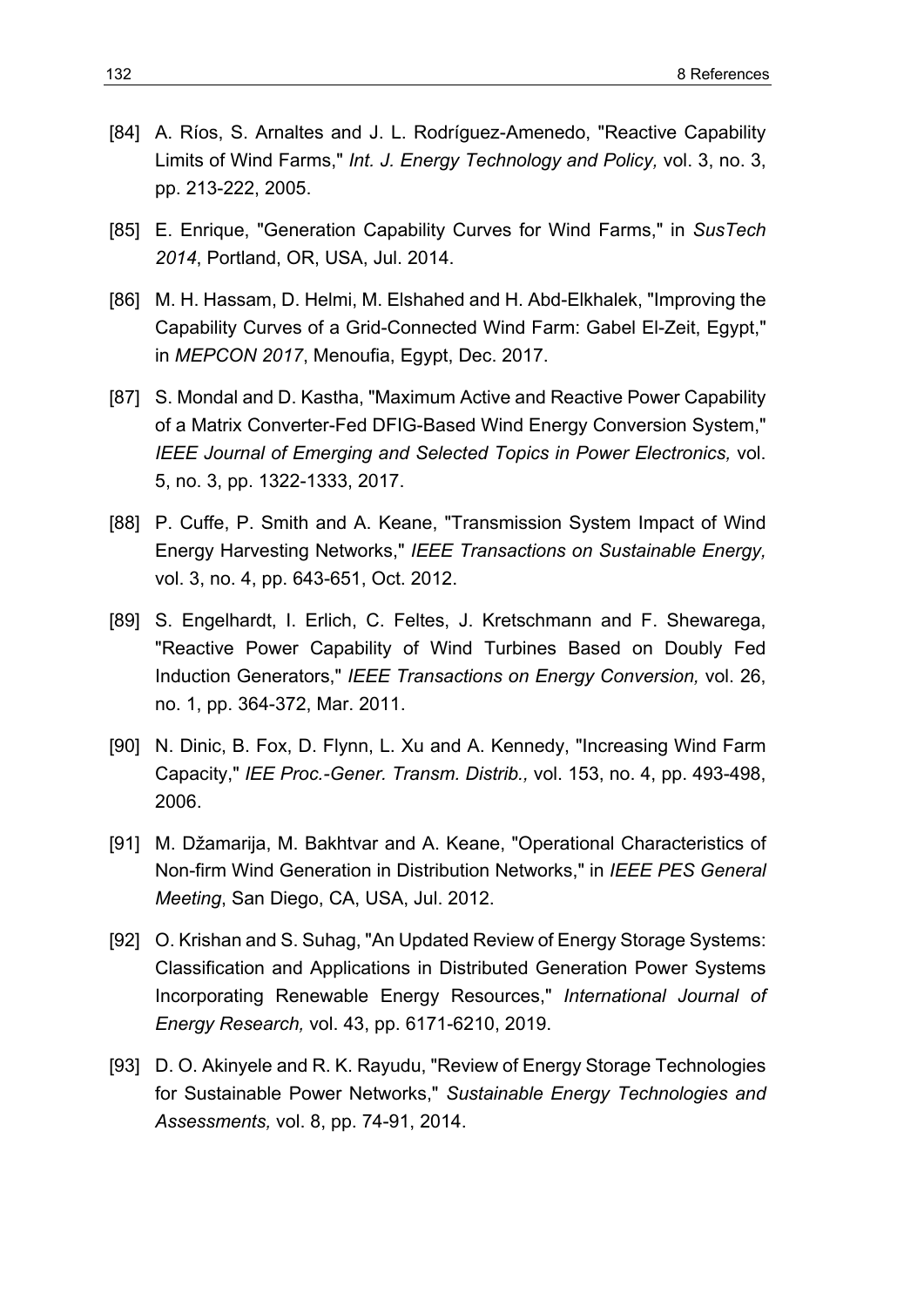[84] A. Ríos, S. Arnaltes and J. L. Rodríguez-Amenedo, "Reactive Capability Limits of Wind Farms," *Int. J. Energy Technology and Policy,* vol. 3, no. 3, pp. 213-222, 2005.

[85] E. Enrique, "Generation Capability Curves for Wind Farms," in *SusTech 2014*, Portland, OR, USA, Jul. 2014.

[86] M. H. Hassam, D. Helmi, M. Elshahed and H. Abd-Elkhalek, "Improving the Capability Curves of a Grid-Connected Wind Farm: Gabel El-Zeit, Egypt," in *MEPCON 2017*, Menoufia, Egypt, Dec. 2017.

[87] S. Mondal and D. Kastha, "Maximum Active and Reactive Power Capability of a Matrix Converter-Fed DFIG-Based Wind Energy Conversion System," *IEEE Journal of Emerging and Selected Topics in Power Electronics,* vol. 5, no. 3, pp. 1322-1333, 2017.

[88] P. Cuffe, P. Smith and A. Keane, "Transmission System Impact of Wind Energy Harvesting Networks," *IEEE Transactions on Sustainable Energy,* vol. 3, no. 4, pp. 643-651, Oct. 2012.

[89] S. Engelhardt, I. Erlich, C. Feltes, J. Kretschmann and F. Shewarega, "Reactive Power Capability of Wind Turbines Based on Doubly Fed Induction Generators," *IEEE Transactions on Energy Conversion,* vol. 26, no. 1, pp. 364-372, Mar. 2011.

[90] N. Dinic, B. Fox, D. Flynn, L. Xu and A. Kennedy, "Increasing Wind Farm Capacity," *IEE Proc.-Gener. Transm. Distrib.,* vol. 153, no. 4, pp. 493-498, 2006.

[91] M. Džamarija, M. Bakhtvar and A. Keane, "Operational Characteristics of Non-firm Wind Generation in Distribution Networks," in *IEEE PES General Meeting*, San Diego, CA, USA, Jul. 2012.

[92] O. Krishan and S. Suhag, "An Updated Review of Energy Storage Systems: Classification and Applications in Distributed Generation Power Systems Incorporating Renewable Energy Resources," *International Journal of Energy Research,* vol. 43, pp. 6171-6210, 2019.

[93] D. O. Akinyele and R. K. Rayudu, "Review of Energy Storage Technologies for Sustainable Power Networks," *Sustainable Energy Technologies and Assessments,* vol. 8, pp. 74-91, 2014.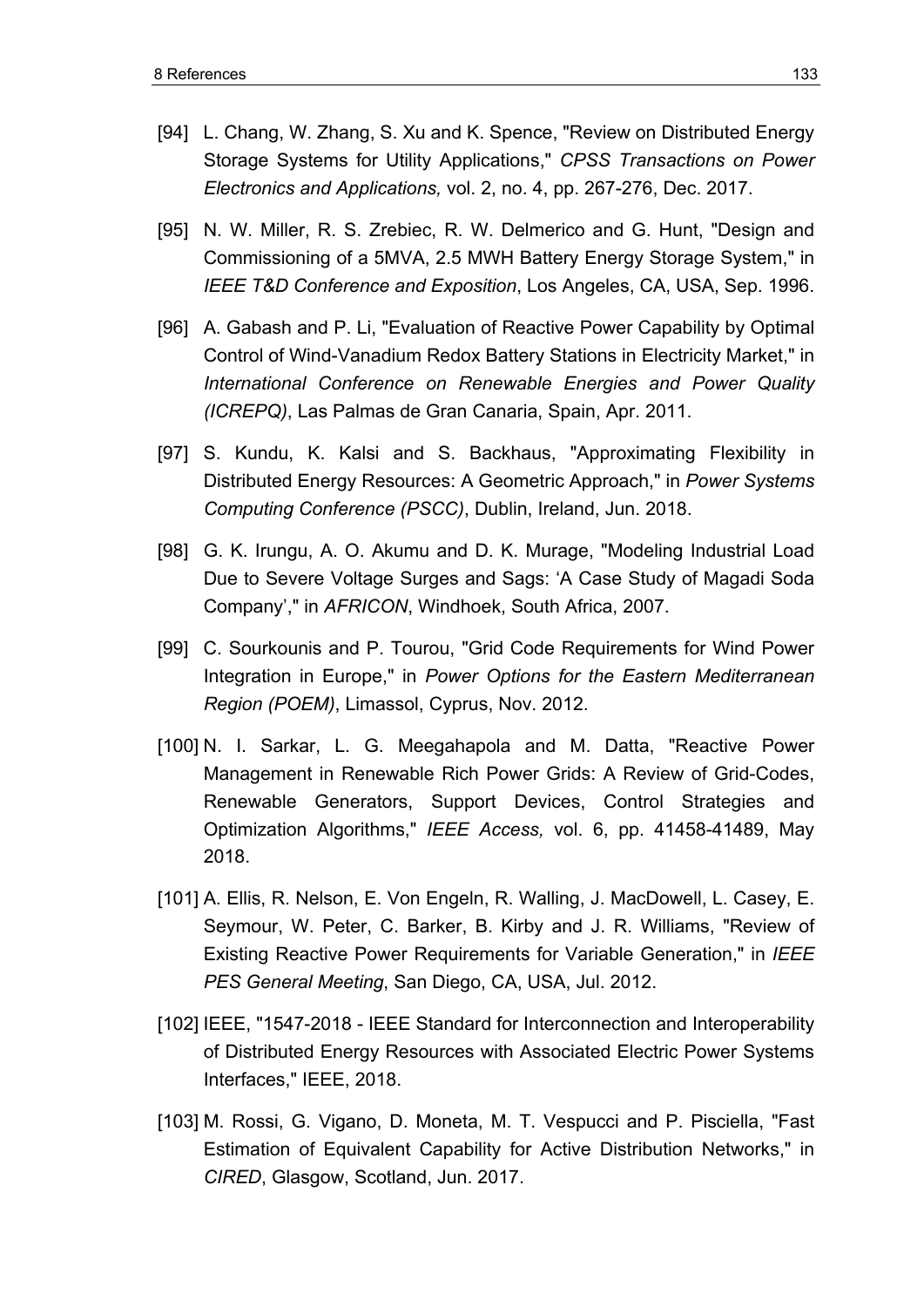[94] L. Chang, W. Zhang, S. Xu and K. Spence, "Review on Distributed Energy Storage Systems for Utility Applications," *CPSS Transactions on Power Electronics and Applications,* vol. 2, no. 4, pp. 267-276, Dec. 2017.

[95] N. W. Miller, R. S. Zrebiec, R. W. Delmerico and G. Hunt, "Design and Commissioning of a 5MVA, 2.5 MWH Battery Energy Storage System," in *IEEE T&D Conference and Exposition*, Los Angeles, CA, USA, Sep. 1996.

[96] A. Gabash and P. Li, "Evaluation of Reactive Power Capability by Optimal Control of Wind-Vanadium Redox Battery Stations in Electricity Market," in *International Conference on Renewable Energies and Power Quality (ICREPQ)*, Las Palmas de Gran Canaria, Spain, Apr. 2011.

[97] S. Kundu, K. Kalsi and S. Backhaus, "Approximating Flexibility in Distributed Energy Resources: A Geometric Approach," in *Power Systems Computing Conference (PSCC)*, Dublin, Ireland, Jun. 2018.

[98] G. K. Irungu, A. O. Akumu and D. K. Murage, "Modeling Industrial Load Due to Severe Voltage Surges and Sags: 'A Case Study of Magadi Soda Company'," in *AFRICON*, Windhoek, South Africa, 2007.

[99] C. Sourkounis and P. Tourou, "Grid Code Requirements for Wind Power Integration in Europe," in *Power Options for the Eastern Mediterranean Region (POEM)*, Limassol, Cyprus, Nov. 2012.

[100] N. I. Sarkar, L. G. Meegahapola and M. Datta, "Reactive Power Management in Renewable Rich Power Grids: A Review of Grid-Codes, Renewable Generators, Support Devices, Control Strategies and Optimization Algorithms," *IEEE Access,* vol. 6, pp. 41458-41489, May 2018.

[101] A. Ellis, R. Nelson, E. Von Engeln, R. Walling, J. MacDowell, L. Casey, E. Seymour, W. Peter, C. Barker, B. Kirby and J. R. Williams, "Review of Existing Reactive Power Requirements for Variable Generation," in *IEEE PES General Meeting*, San Diego, CA, USA, Jul. 2012.

[102] IEEE, "1547-2018 - IEEE Standard for Interconnection and Interoperability of Distributed Energy Resources with Associated Electric Power Systems Interfaces," IEEE, 2018.

[103] M. Rossi, G. Vigano, D. Moneta, M. T. Vespucci and P. Pisciella, "Fast Estimation of Equivalent Capability for Active Distribution Networks," in *CIRED*, Glasgow, Scotland, Jun. 2017.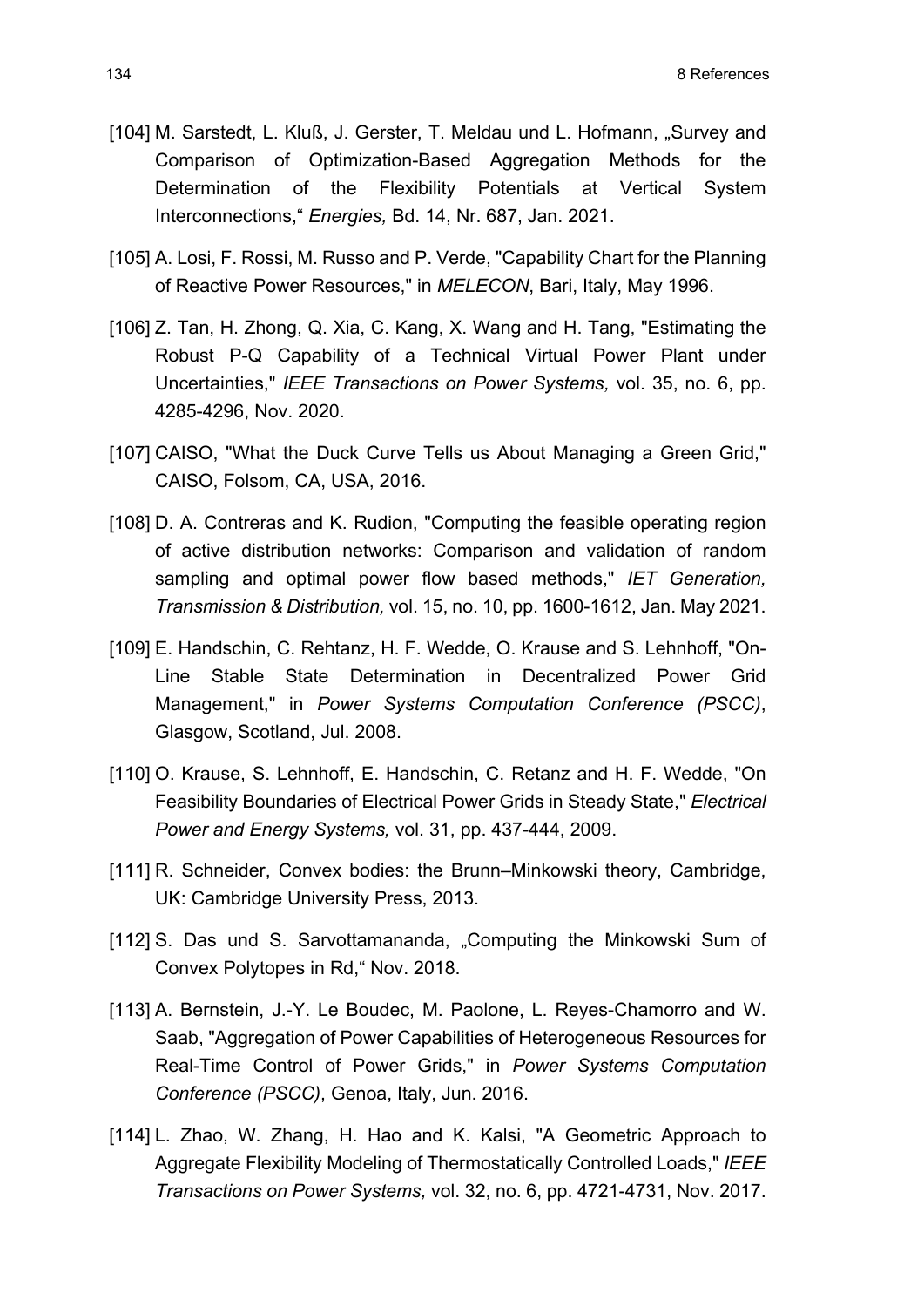[104] M. Sarstedt, L. Kluß, J. Gerster, T. Meldau und L. Hofmann, „Survey and Comparison of Optimization-Based Aggregation Methods for the Determination of the Flexibility Potentials at Vertical System Interconnections," *Energies,* Bd. 14, Nr. 687, Jan. 2021.

[105] A. Losi, F. Rossi, M. Russo and P. Verde, "Capability Chart for the Planning of Reactive Power Resources," in *MELECON*, Bari, Italy, May 1996.

[106] Z. Tan, H. Zhong, Q. Xia, C. Kang, X. Wang and H. Tang, "Estimating the Robust P-Q Capability of a Technical Virtual Power Plant under Uncertainties," *IEEE Transactions on Power Systems,* vol. 35, no. 6, pp. 4285-4296, Nov. 2020.

[107] CAISO, "What the Duck Curve Tells us About Managing a Green Grid," CAISO, Folsom, CA, USA, 2016.

[108] D. A. Contreras and K. Rudion, "Computing the feasible operating region of active distribution networks: Comparison and validation of random sampling and optimal power flow based methods," *IET Generation, Transmission & Distribution,* vol. 15, no. 10, pp. 1600-1612, Jan. May 2021.

[109] E. Handschin, C. Rehtanz, H. F. Wedde, O. Krause and S. Lehnhoff, "On-Line Stable State Determination in Decentralized Power Grid Management," in *Power Systems Computation Conference (PSCC)*, Glasgow, Scotland, Jul. 2008.

[110] O. Krause, S. Lehnhoff, E. Handschin, C. Retanz and H. F. Wedde, "On Feasibility Boundaries of Electrical Power Grids in Steady State," *Electrical Power and Energy Systems,* vol. 31, pp. 437-444, 2009.

[111] R. Schneider, Convex bodies: the Brunn–Minkowski theory, Cambridge, UK: Cambridge University Press, 2013.

[112] S. Das und S. Sarvottamananda, „Computing the Minkowski Sum of Convex Polytopes in Rd," Nov. 2018.

[113] A. Bernstein, J.-Y. Le Boudec, M. Paolone, L. Reyes-Chamorro and W. Saab, "Aggregation of Power Capabilities of Heterogeneous Resources for Real-Time Control of Power Grids," in *Power Systems Computation Conference (PSCC)*, Genoa, Italy, Jun. 2016.

[114] L. Zhao, W. Zhang, H. Hao and K. Kalsi, "A Geometric Approach to Aggregate Flexibility Modeling of Thermostatically Controlled Loads," *IEEE Transactions on Power Systems,* vol. 32, no. 6, pp. 4721-4731, Nov. 2017.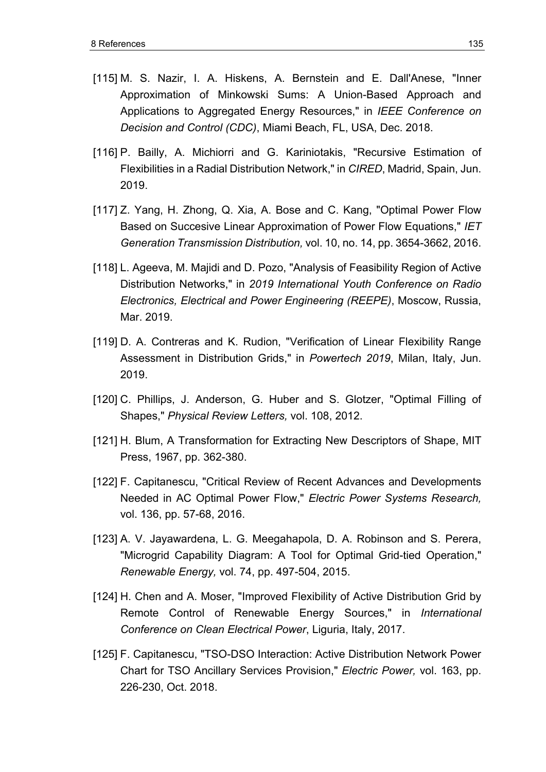[115] M. S. Nazir, I. A. Hiskens, A. Bernstein and E. Dall'Anese, "Inner Approximation of Minkowski Sums: A Union-Based Approach and Applications to Aggregated Energy Resources," in *IEEE Conference on Decision and Control (CDC)*, Miami Beach, FL, USA, Dec. 2018.

[116] P. Bailly, A. Michiorri and G. Kariniotakis, "Recursive Estimation of Flexibilities in a Radial Distribution Network," in *CIRED*, Madrid, Spain, Jun. 2019.

[117] Z. Yang, H. Zhong, Q. Xia, A. Bose and C. Kang, "Optimal Power Flow Based on Succesive Linear Approximation of Power Flow Equations," *IET Generation Transmission Distribution,* vol. 10, no. 14, pp. 3654-3662, 2016.

[118] L. Ageeva, M. Majidi and D. Pozo, "Analysis of Feasibility Region of Active Distribution Networks," in *2019 International Youth Conference on Radio Electronics, Electrical and Power Engineering (REEPE)*, Moscow, Russia, Mar. 2019.

[119] D. A. Contreras and K. Rudion, "Verification of Linear Flexibility Range Assessment in Distribution Grids," in *Powertech 2019*, Milan, Italy, Jun. 2019.

[120] C. Phillips, J. Anderson, G. Huber and S. Glotzer, "Optimal Filling of Shapes," *Physical Review Letters,* vol. 108, 2012.

[121] H. Blum, A Transformation for Extracting New Descriptors of Shape, MIT Press, 1967, pp. 362-380.

[122] F. Capitanescu, "Critical Review of Recent Advances and Developments Needed in AC Optimal Power Flow," *Electric Power Systems Research,* vol. 136, pp. 57-68, 2016.

[123] A. V. Jayawardena, L. G. Meegahapola, D. A. Robinson and S. Perera, "Microgrid Capability Diagram: A Tool for Optimal Grid-tied Operation," *Renewable Energy,* vol. 74, pp. 497-504, 2015.

[124] H. Chen and A. Moser, "Improved Flexibility of Active Distribution Grid by Remote Control of Renewable Energy Sources," in *International Conference on Clean Electrical Power*, Liguria, Italy, 2017.

[125] F. Capitanescu, "TSO-DSO Interaction: Active Distribution Network Power Chart for TSO Ancillary Services Provision," *Electric Power,* vol. 163, pp. 226-230, Oct. 2018.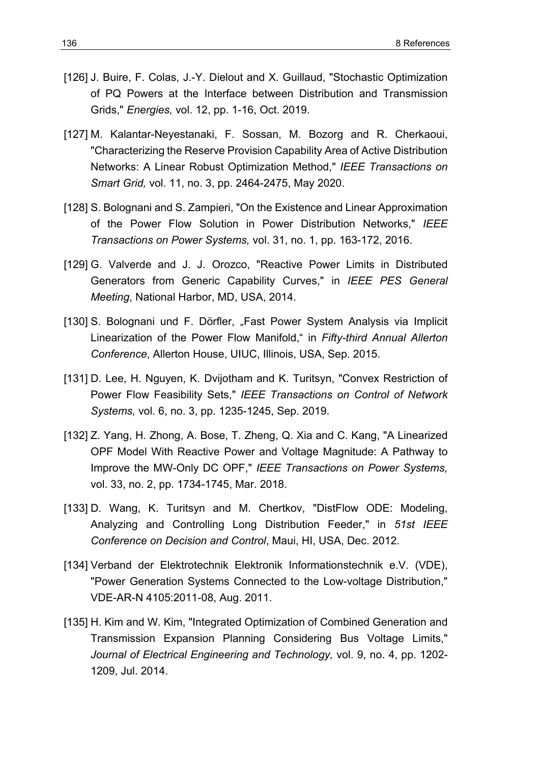[126] J. Buire, F. Colas, J.-Y. Dielout and X. Guillaud, "Stochastic Optimization of PQ Powers at the Interface between Distribution and Transmission Grids," *Energies,* vol. 12, pp. 1-16, Oct. 2019.

[127] M. Kalantar-Neyestanaki, F. Sossan, M. Bozorg and R. Cherkaoui, "Characterizing the Reserve Provision Capability Area of Active Distribution Networks: A Linear Robust Optimization Method," *IEEE Transactions on Smart Grid,* vol. 11, no. 3, pp. 2464-2475, May 2020.

[128] S. Bolognani and S. Zampieri, "On the Existence and Linear Approximation of the Power Flow Solution in Power Distribution Networks," *IEEE Transactions on Power Systems,* vol. 31, no. 1, pp. 163-172, 2016.

[129] G. Valverde and J. J. Orozco, "Reactive Power Limits in Distributed Generators from Generic Capability Curves," in *IEEE PES General Meeting*, National Harbor, MD, USA, 2014.

[130] S. Bolognani und F. Dörfler, „Fast Power System Analysis via Implicit Linearization of the Power Flow Manifold," in *Fifty-third Annual Allerton Conference*, Allerton House, UIUC, Illinois, USA, Sep. 2015.

[131] D. Lee, H. Nguyen, K. Dvijotham and K. Turitsyn, "Convex Restriction of Power Flow Feasibility Sets," *IEEE Transactions on Control of Network Systems,* vol. 6, no. 3, pp. 1235-1245, Sep. 2019.

[132] Z. Yang, H. Zhong, A. Bose, T. Zheng, Q. Xia and C. Kang, "A Linearized OPF Model With Reactive Power and Voltage Magnitude: A Pathway to Improve the MW-Only DC OPF," *IEEE Transactions on Power Systems,* vol. 33, no. 2, pp. 1734-1745, Mar. 2018.

[133] D. Wang, K. Turitsyn and M. Chertkov, "DistFlow ODE: Modeling, Analyzing and Controlling Long Distribution Feeder," in *51st IEEE Conference on Decision and Control*, Maui, HI, USA, Dec. 2012.

[134] Verband der Elektrotechnik Elektronik Informationstechnik e.V. (VDE), "Power Generation Systems Connected to the Low-voltage Distribution," VDE-AR-N 4105:2011-08, Aug. 2011.

[135] H. Kim and W. Kim, "Integrated Optimization of Combined Generation and Transmission Expansion Planning Considering Bus Voltage Limits," *Journal of Electrical Engineering and Technology,* vol. 9, no. 4, pp. 1202-1209, Jul. 2014.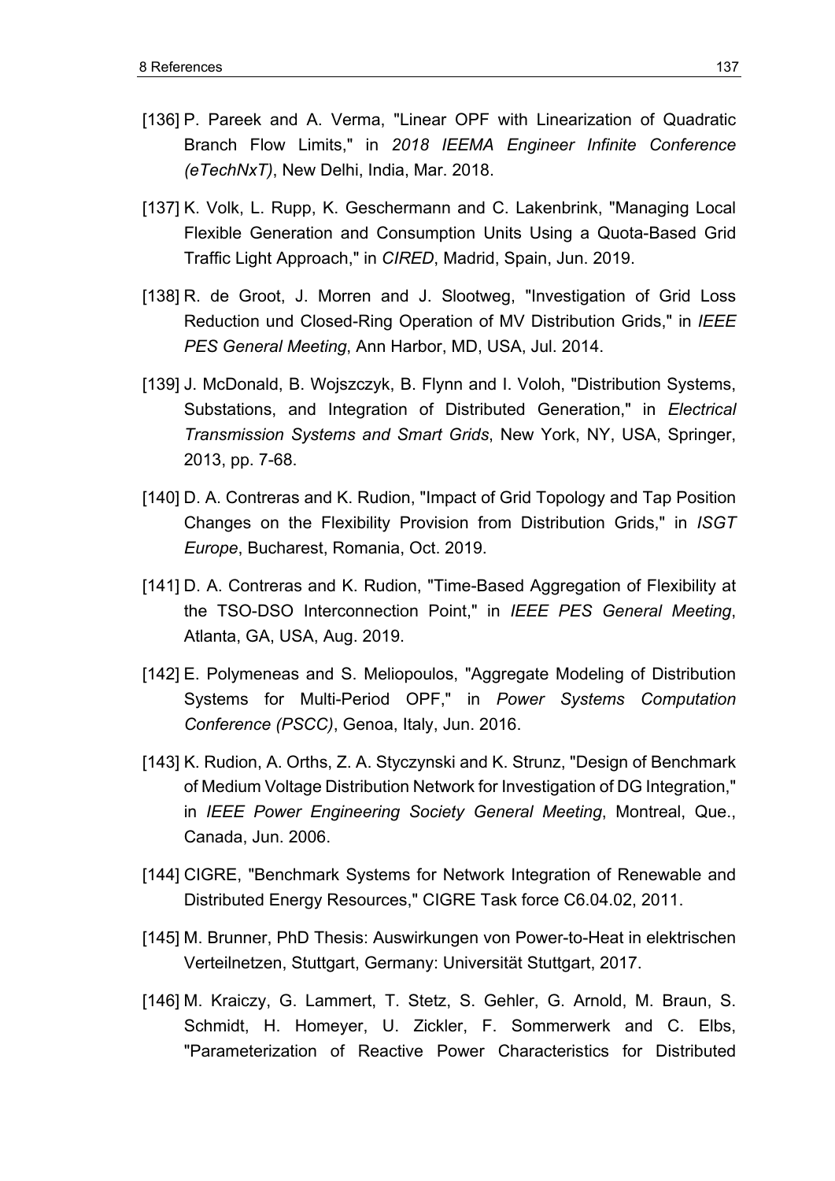[136] P. Pareek and A. Verma, "Linear OPF with Linearization of Quadratic Branch Flow Limits," in *2018 IEEMA Engineer Infinite Conference (eTechNxT)*, New Delhi, India, Mar. 2018.

[137] K. Volk, L. Rupp, K. Geschermann and C. Lakenbrink, "Managing Local Flexible Generation and Consumption Units Using a Quota-Based Grid Traffic Light Approach," in *CIRED*, Madrid, Spain, Jun. 2019.

[138] R. de Groot, J. Morren and J. Slootweg, "Investigation of Grid Loss Reduction und Closed-Ring Operation of MV Distribution Grids," in *IEEE PES General Meeting*, Ann Harbor, MD, USA, Jul. 2014.

[139] J. McDonald, B. Wojszczyk, B. Flynn and I. Voloh, "Distribution Systems, Substations, and Integration of Distributed Generation," in *Electrical Transmission Systems and Smart Grids*, New York, NY, USA, Springer, 2013, pp. 7-68.

[140] D. A. Contreras and K. Rudion, "Impact of Grid Topology and Tap Position Changes on the Flexibility Provision from Distribution Grids," in *ISGT Europe*, Bucharest, Romania, Oct. 2019.

[141] D. A. Contreras and K. Rudion, "Time-Based Aggregation of Flexibility at the TSO-DSO Interconnection Point," in *IEEE PES General Meeting*, Atlanta, GA, USA, Aug. 2019.

[142] E. Polymeneas and S. Meliopoulos, "Aggregate Modeling of Distribution Systems for Multi-Period OPF," in *Power Systems Computation Conference (PSCC)*, Genoa, Italy, Jun. 2016.

[143] K. Rudion, A. Orths, Z. A. Styczynski and K. Strunz, "Design of Benchmark of Medium Voltage Distribution Network for Investigation of DG Integration," in *IEEE Power Engineering Society General Meeting*, Montreal, Que., Canada, Jun. 2006.

[144] CIGRE, "Benchmark Systems for Network Integration of Renewable and Distributed Energy Resources," CIGRE Task force C6.04.02, 2011.

[145] M. Brunner, PhD Thesis: Auswirkungen von Power-to-Heat in elektrischen Verteilnetzen, Stuttgart, Germany: Universität Stuttgart, 2017.

[146] M. Kraiczy, G. Lammert, T. Stetz, S. Gehler, G. Arnold, M. Braun, S. Schmidt, H. Homeyer, U. Zickler, F. Sommerwerk and C. Elbs, "Parameterization of Reactive Power Characteristics for Distributed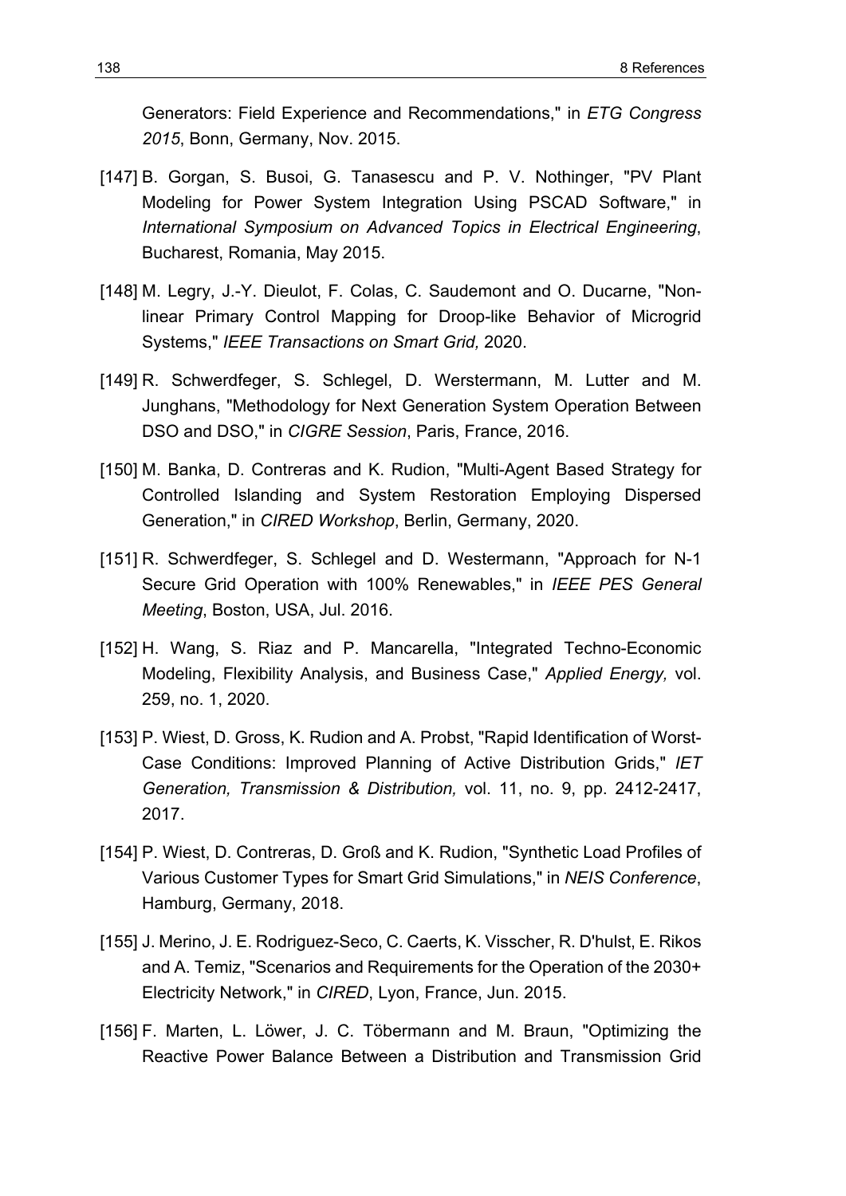Generators: Field Experience and Recommendations," in *ETG Congress 2015*, Bonn, Germany, Nov. 2015.

[147] B. Gorgan, S. Busoi, G. Tanasescu and P. V. Nothinger, "PV Plant Modeling for Power System Integration Using PSCAD Software," in *International Symposium on Advanced Topics in Electrical Engineering*, Bucharest, Romania, May 2015.

[148] M. Legry, J.-Y. Dieulot, F. Colas, C. Saudemont and O. Ducarne, "Non-linear Primary Control Mapping for Droop-like Behavior of Microgrid Systems," *IEEE Transactions on Smart Grid,* 2020.

[149] R. Schwerdfeger, S. Schlegel, D. Werstermann, M. Lutter and M. Junghans, "Methodology for Next Generation System Operation Between DSO and DSO," in *CIGRE Session*, Paris, France, 2016.

[150] M. Banka, D. Contreras and K. Rudion, "Multi-Agent Based Strategy for Controlled Islanding and System Restoration Employing Dispersed Generation," in *CIRED Workshop*, Berlin, Germany, 2020.

[151] R. Schwerdfeger, S. Schlegel and D. Westermann, "Approach for N-1 Secure Grid Operation with 100% Renewables," in *IEEE PES General Meeting*, Boston, USA, Jul. 2016.

[152] H. Wang, S. Riaz and P. Mancarella, "Integrated Techno-Economic Modeling, Flexibility Analysis, and Business Case," *Applied Energy,* vol. 259, no. 1, 2020.

[153] P. Wiest, D. Gross, K. Rudion and A. Probst, "Rapid Identification of Worst-Case Conditions: Improved Planning of Active Distribution Grids," *IET Generation, Transmission & Distribution,* vol. 11, no. 9, pp. 2412-2417, 2017.

[154] P. Wiest, D. Contreras, D. Groß and K. Rudion, "Synthetic Load Profiles of Various Customer Types for Smart Grid Simulations," in *NEIS Conference*, Hamburg, Germany, 2018.

[155] J. Merino, J. E. Rodriguez-Seco, C. Caerts, K. Visscher, R. D'hulst, E. Rikos and A. Temiz, "Scenarios and Requirements for the Operation of the 2030+ Electricity Network," in *CIRED*, Lyon, France, Jun. 2015.

[156] F. Marten, L. Löwer, J. C. Töbermann and M. Braun, "Optimizing the Reactive Power Balance Between a Distribution and Transmission Grid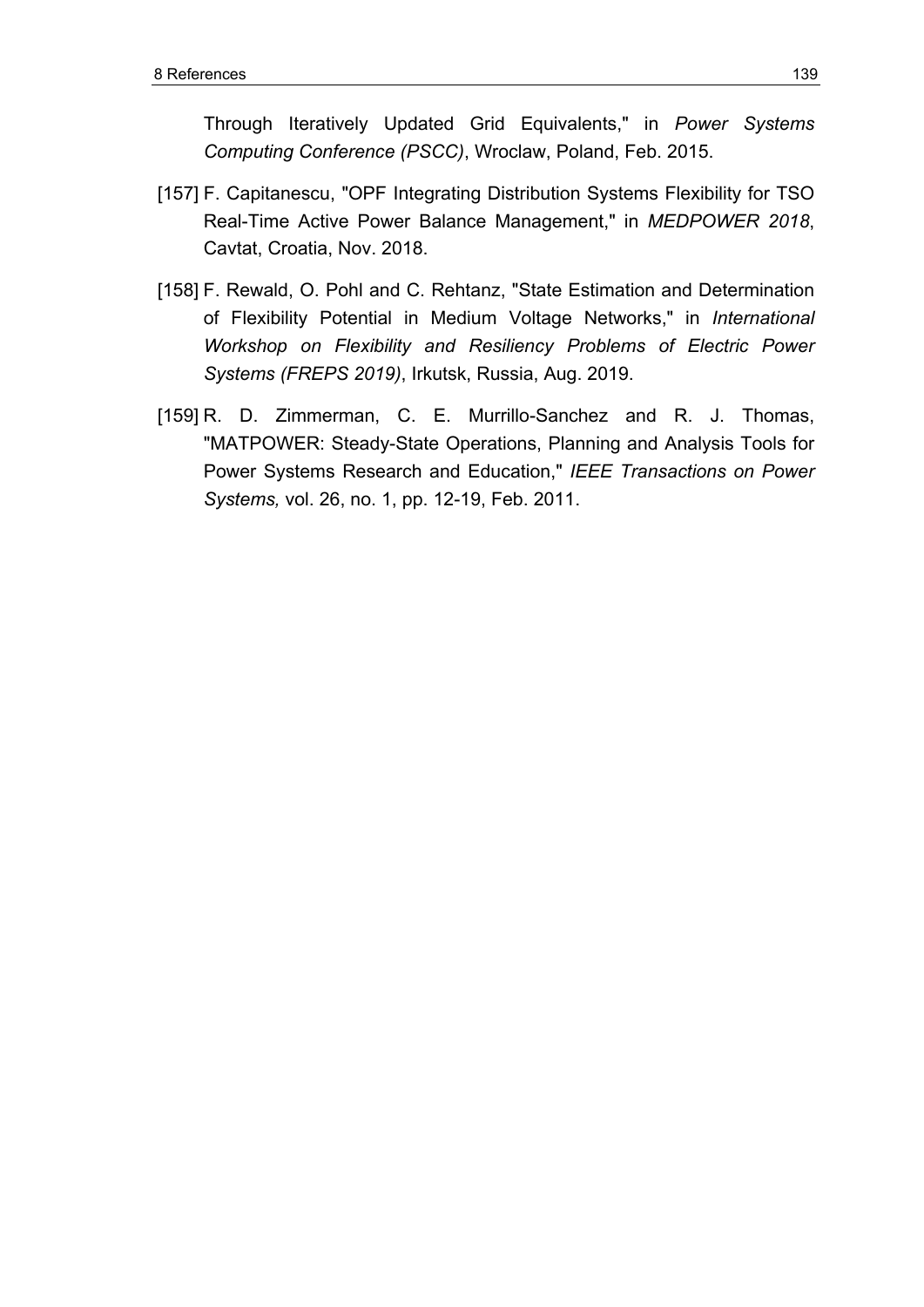Through Iteratively Updated Grid Equivalents," in *Power Systems Computing Conference (PSCC)*, Wroclaw, Poland, Feb. 2015.

[157] F. Capitanescu, "OPF Integrating Distribution Systems Flexibility for TSO Real-Time Active Power Balance Management," in *MEDPOWER 2018*, Cavtat, Croatia, Nov. 2018.

[158] F. Rewald, O. Pohl and C. Rehtanz, "State Estimation and Determination of Flexibility Potential in Medium Voltage Networks," in *International Workshop on Flexibility and Resiliency Problems of Electric Power Systems (FREPS 2019)*, Irkutsk, Russia, Aug. 2019.

[159] R. D. Zimmerman, C. E. Murrillo-Sanchez and R. J. Thomas, "MATPOWER: Steady-State Operations, Planning and Analysis Tools for Power Systems Research and Education," *IEEE Transactions on Power Systems,* vol. 26, no. 1, pp. 12-19, Feb. 2011.